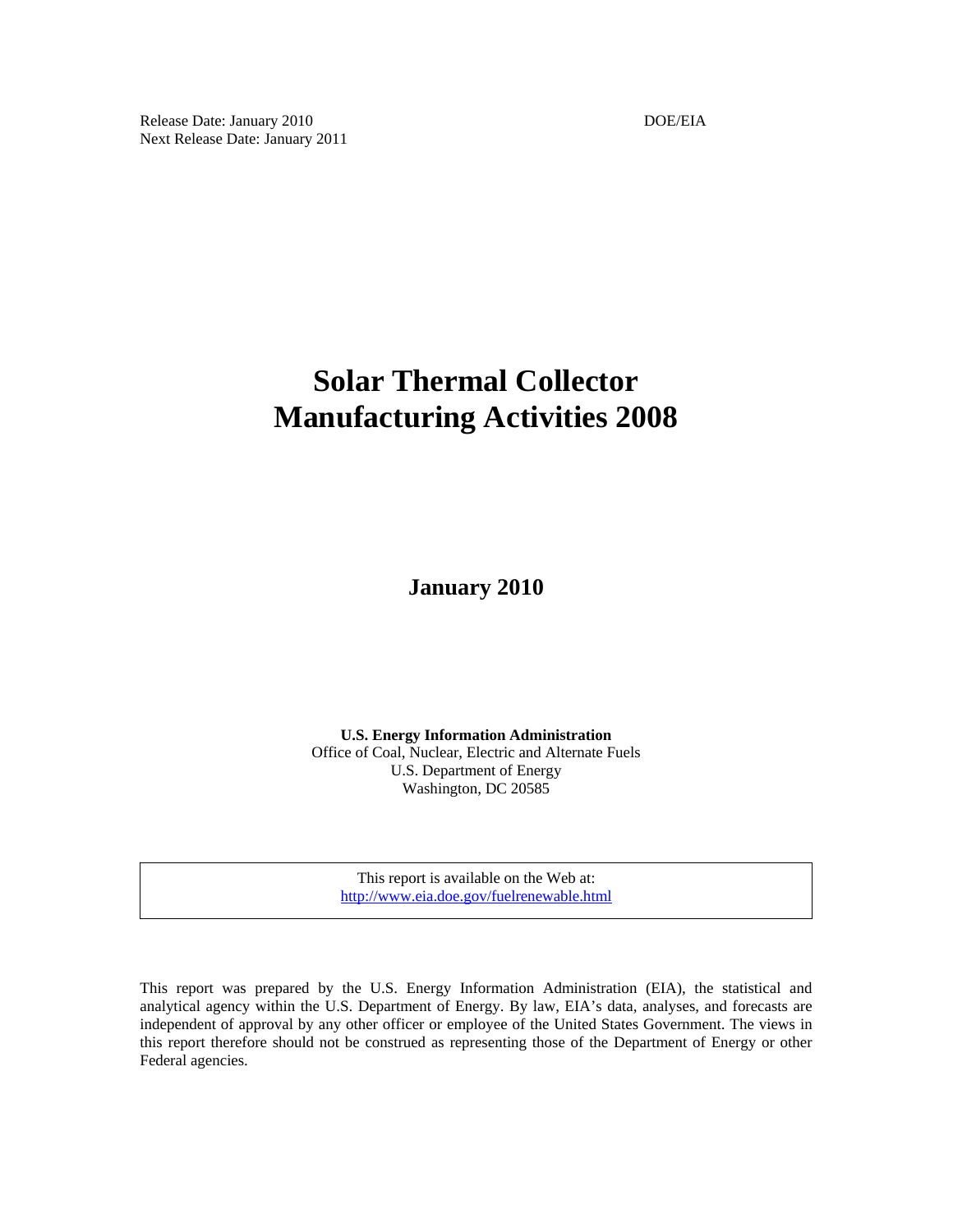Release Date: January 2010 DOE/EIA
Next Release Date: January 2011

# Solar Thermal Collector Manufacturing Activities 2008

**January 2010**

**U.S. Energy Information Administration**
Office of Coal, Nuclear, Electric and Alternate Fuels
U.S. Department of Energy
Washington, DC 20585

This report is available on the Web at:
http://www.eia.doe.gov/fuelrenewable.html

This report was prepared by the U.S. Energy Information Administration (EIA), the statistical and analytical agency within the U.S. Department of Energy. By law, EIA's data, analyses, and forecasts are independent of approval by any other officer or employee of the United States Government. The views in this report therefore should not be construed as representing those of the Department of Energy or other Federal agencies.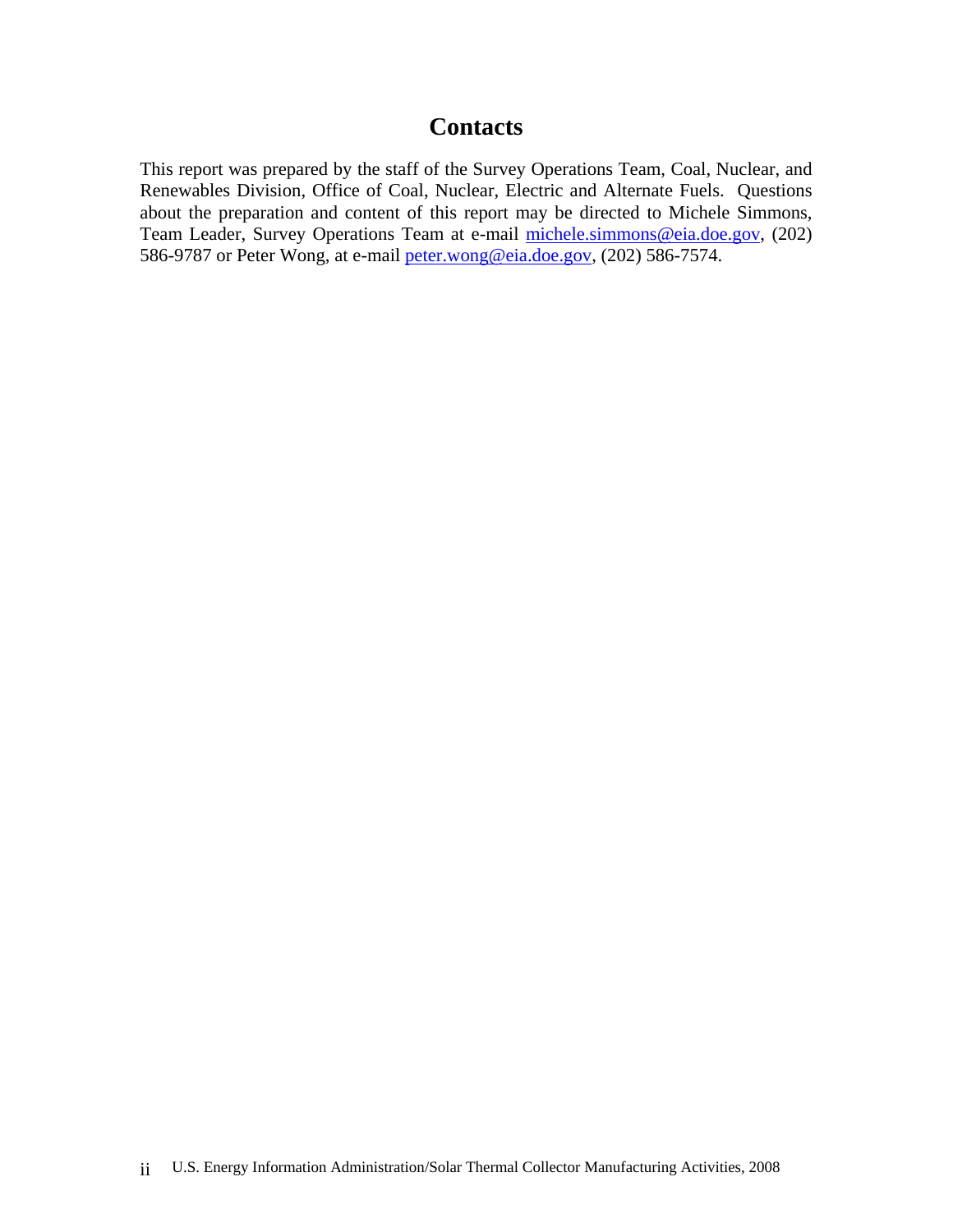# Contacts

This report was prepared by the staff of the Survey Operations Team, Coal, Nuclear, and Renewables Division, Office of Coal, Nuclear, Electric and Alternate Fuels. Questions about the preparation and content of this report may be directed to Michele Simmons, Team Leader, Survey Operations Team at e-mail michele.simmons@eia.doe.gov, (202) 586-9787 or Peter Wong, at e-mail peter.wong@eia.doe.gov, (202) 586-7574.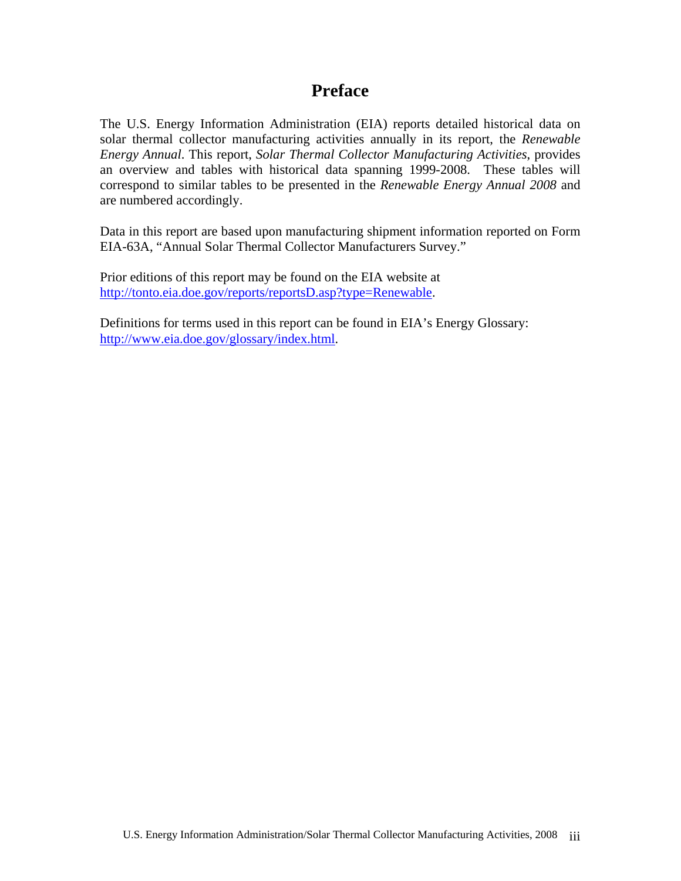# Preface

The U.S. Energy Information Administration (EIA) reports detailed historical data on solar thermal collector manufacturing activities annually in its report, the *Renewable Energy Annual*. This report, *Solar Thermal Collector Manufacturing Activities*, provides an overview and tables with historical data spanning 1999-2008. These tables will correspond to similar tables to be presented in the *Renewable Energy Annual 2008* and are numbered accordingly.

Data in this report are based upon manufacturing shipment information reported on Form EIA-63A, "Annual Solar Thermal Collector Manufacturers Survey."

Prior editions of this report may be found on the EIA website at [http://tonto.eia.doe.gov/reports/reportsD.asp?type=Renewable](http://tonto.eia.doe.gov/reports/reportsD.asp?type=Renewable).

Definitions for terms used in this report can be found in EIA's Energy Glossary: [http://www.eia.doe.gov/glossary/index.html](http://www.eia.doe.gov/glossary/index.html).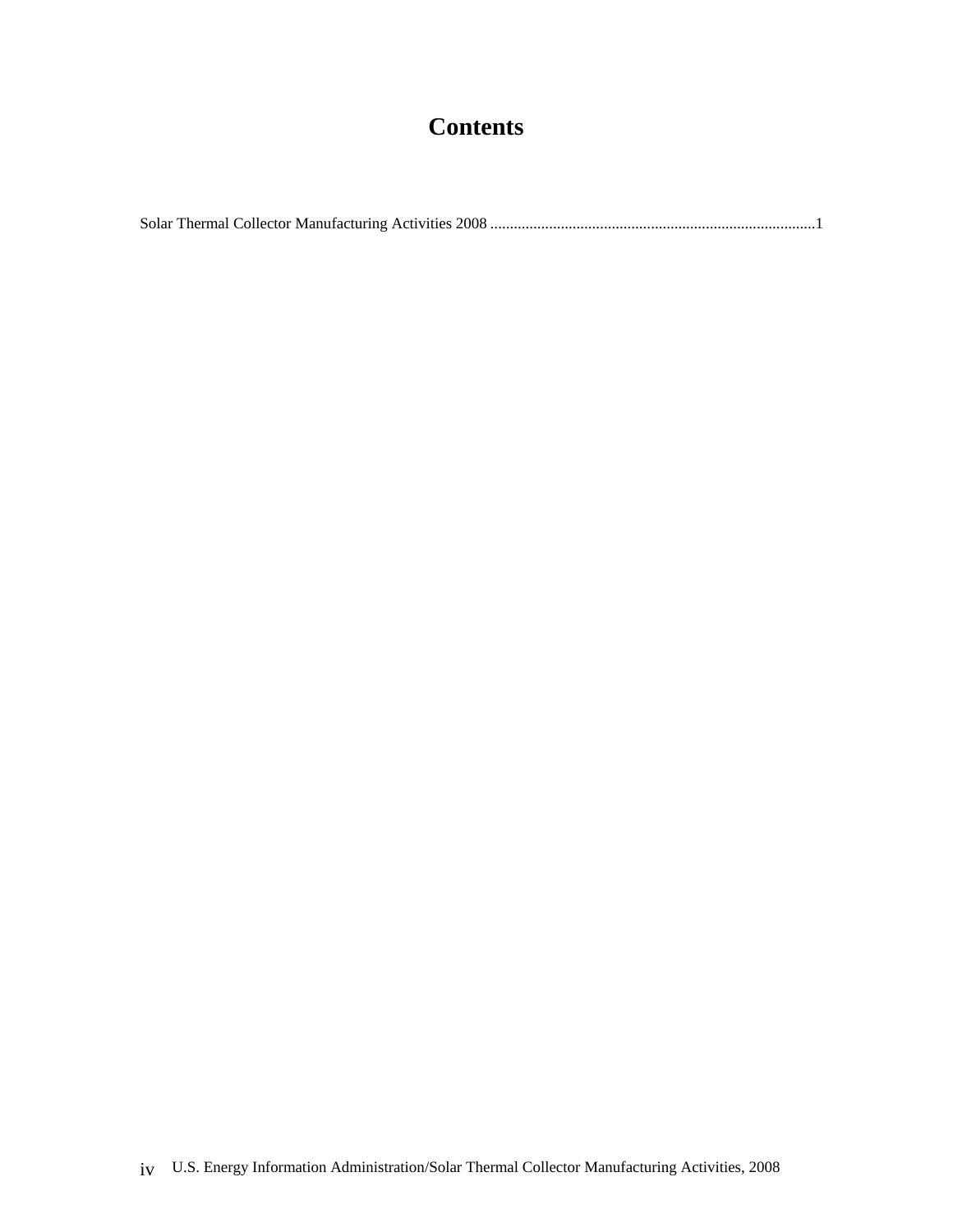# Contents

Solar Thermal Collector Manufacturing Activities 2008 ...................................................................................1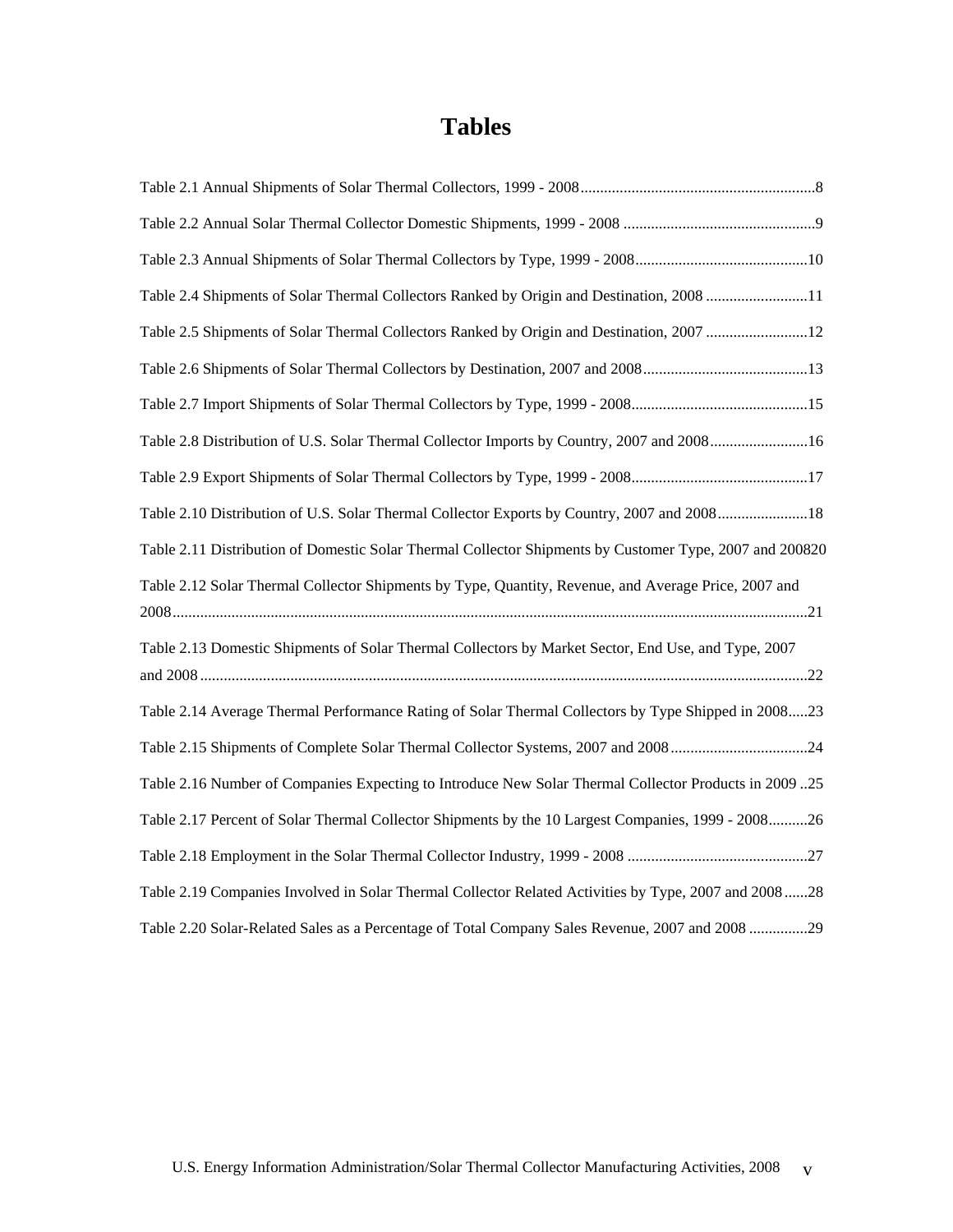# Tables

Table 2.1 Annual Shipments of Solar Thermal Collectors, 1999 - 2008 ........................................................... 8

Table 2.2 Annual Solar Thermal Collector Domestic Shipments, 1999 - 2008 ................................................ 9

Table 2.3 Annual Shipments of Solar Thermal Collectors by Type, 1999 - 2008 ........................................... 10

Table 2.4 Shipments of Solar Thermal Collectors Ranked by Origin and Destination, 2008 ......................... 11

Table 2.5 Shipments of Solar Thermal Collectors Ranked by Origin and Destination, 2007 ......................... 12

Table 2.6 Shipments of Solar Thermal Collectors by Destination, 2007 and 2008 ......................................... 13

Table 2.7 Import Shipments of Solar Thermal Collectors by Type, 1999 - 2008 ............................................ 15

Table 2.8 Distribution of U.S. Solar Thermal Collector Imports by Country, 2007 and 2008 ........................ 16

Table 2.9 Export Shipments of Solar Thermal Collectors by Type, 1999 - 2008 ............................................ 17

Table 2.10 Distribution of U.S. Solar Thermal Collector Exports by Country, 2007 and 2008 ...................... 18

Table 2.11 Distribution of Domestic Solar Thermal Collector Shipments by Customer Type, 2007 and 2008 20

Table 2.12 Solar Thermal Collector Shipments by Type, Quantity, Revenue, and Average Price, 2007 and 2008 ................................................................................................................................................ 21

Table 2.13 Domestic Shipments of Solar Thermal Collectors by Market Sector, End Use, and Type, 2007 and 2008 .......................................................................................................................................... 22

Table 2.14 Average Thermal Performance Rating of Solar Thermal Collectors by Type Shipped in 2008 ..... 23

Table 2.15 Shipments of Complete Solar Thermal Collector Systems, 2007 and 2008 .................................. 24

Table 2.16 Number of Companies Expecting to Introduce New Solar Thermal Collector Products in 2009 .. 25

Table 2.17 Percent of Solar Thermal Collector Shipments by the 10 Largest Companies, 1999 - 2008 .......... 26

Table 2.18 Employment in the Solar Thermal Collector Industry, 1999 - 2008 .............................................. 27

Table 2.19 Companies Involved in Solar Thermal Collector Related Activities by Type, 2007 and 2008 ...... 28

Table 2.20 Solar-Related Sales as a Percentage of Total Company Sales Revenue, 2007 and 2008 ............... 29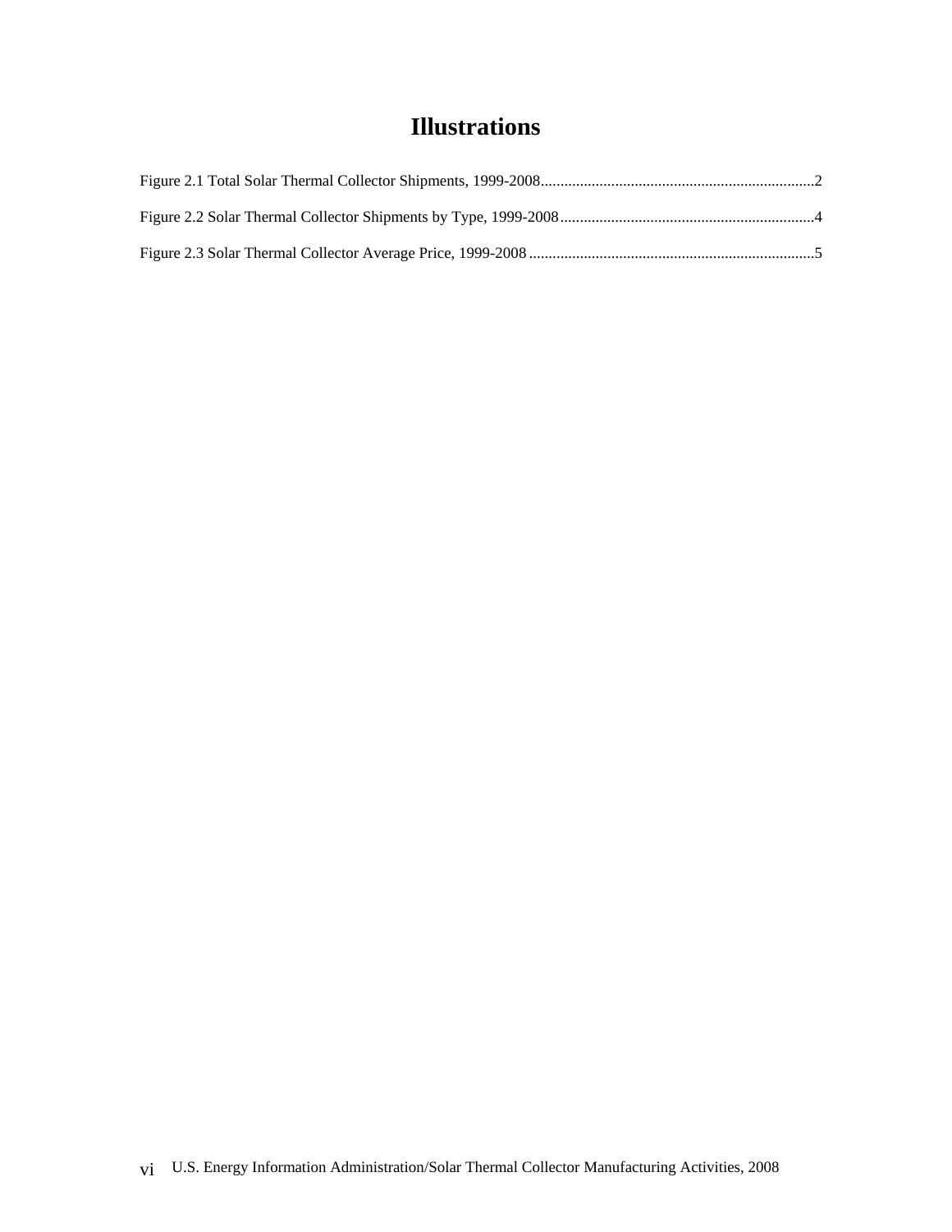# Illustrations

Figure 2.1 Total Solar Thermal Collector Shipments, 1999-2008......................................................................2

Figure 2.2 Solar Thermal Collector Shipments by Type, 1999-2008.................................................................4

Figure 2.3 Solar Thermal Collector Average Price, 1999-2008.........................................................................5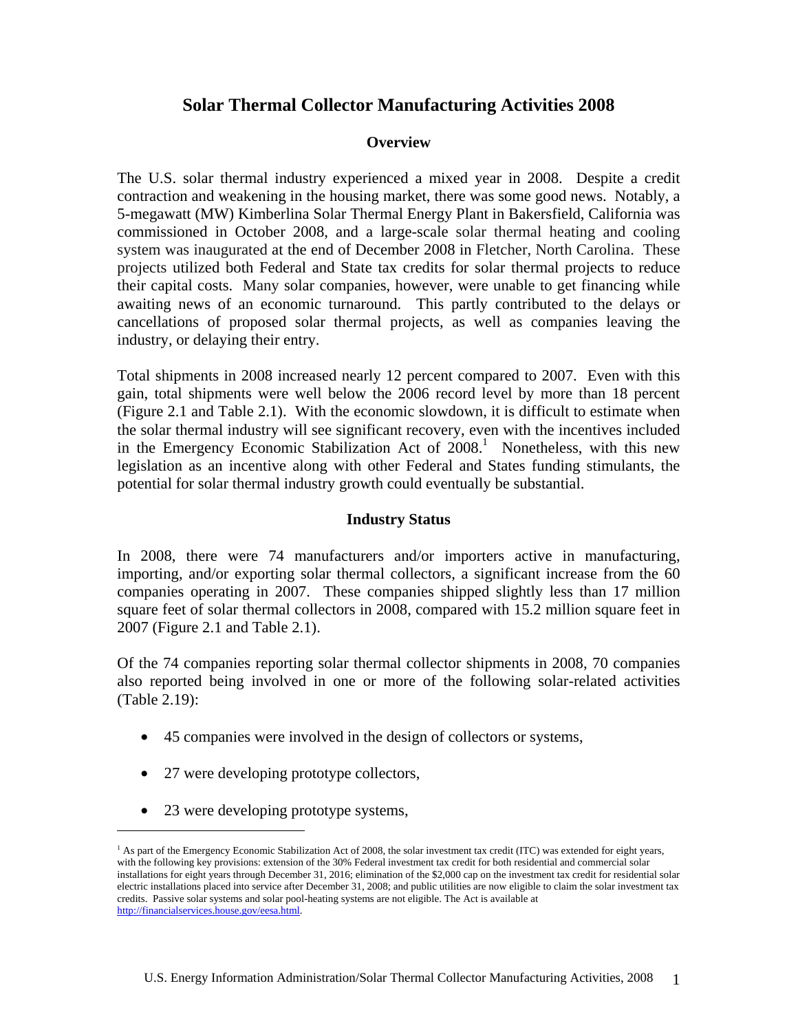# Solar Thermal Collector Manufacturing Activities 2008

## Overview

The U.S. solar thermal industry experienced a mixed year in 2008. Despite a credit contraction and weakening in the housing market, there was some good news. Notably, a 5-megawatt (MW) Kimberlina Solar Thermal Energy Plant in Bakersfield, California was commissioned in October 2008, and a large-scale solar thermal heating and cooling system was inaugurated at the end of December 2008 in Fletcher, North Carolina. These projects utilized both Federal and State tax credits for solar thermal projects to reduce their capital costs. Many solar companies, however, were unable to get financing while awaiting news of an economic turnaround. This partly contributed to the delays or cancellations of proposed solar thermal projects, as well as companies leaving the industry, or delaying their entry.

Total shipments in 2008 increased nearly 12 percent compared to 2007. Even with this gain, total shipments were well below the 2006 record level by more than 18 percent (Figure 2.1 and Table 2.1). With the economic slowdown, it is difficult to estimate when the solar thermal industry will see significant recovery, even with the incentives included in the Emergency Economic Stabilization Act of 2008.[1] Nonetheless, with this new legislation as an incentive along with other Federal and States funding stimulants, the potential for solar thermal industry growth could eventually be substantial.

## Industry Status

In 2008, there were 74 manufacturers and/or importers active in manufacturing, importing, and/or exporting solar thermal collectors, a significant increase from the 60 companies operating in 2007. These companies shipped slightly less than 17 million square feet of solar thermal collectors in 2008, compared with 15.2 million square feet in 2007 (Figure 2.1 and Table 2.1).

Of the 74 companies reporting solar thermal collector shipments in 2008, 70 companies also reported being involved in one or more of the following solar-related activities (Table 2.19):

- 45 companies were involved in the design of collectors or systems,
- 27 were developing prototype collectors,
- 23 were developing prototype systems,

[1] As part of the Emergency Economic Stabilization Act of 2008, the solar investment tax credit (ITC) was extended for eight years, with the following key provisions: extension of the 30% Federal investment tax credit for both residential and commercial solar installations for eight years through December 31, 2016; elimination of the $2,000 cap on the investment tax credit for residential solar electric installations placed into service after December 31, 2008; and public utilities are now eligible to claim the solar investment tax credits. Passive solar systems and solar pool-heating systems are not eligible. The Act is available at http://financialservices.house.gov/eesa.html.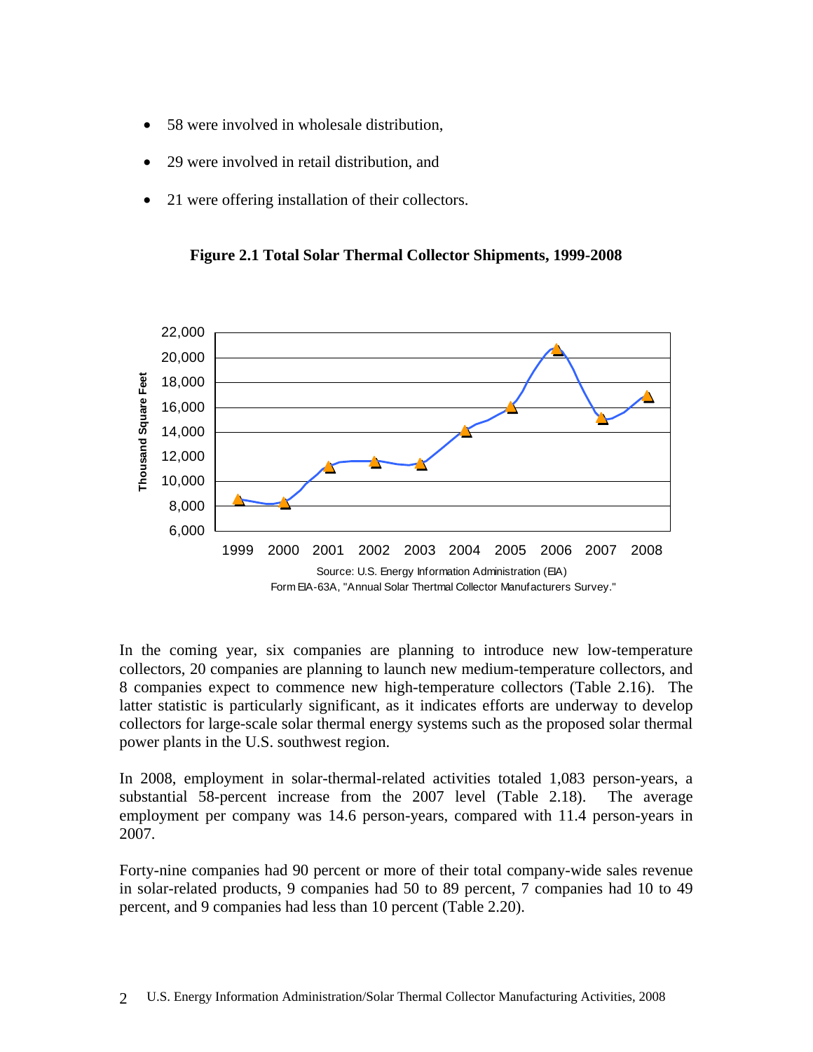- 58 were involved in wholesale distribution,
- 29 were involved in retail distribution, and
- 21 were offering installation of their collectors.

**Figure 2.1 Total Solar Thermal Collector Shipments, 1999-2008**

Source: U.S. Energy Information Administration (EIA)
Form EIA-63A, "Annual Solar Thertmal Collector Manufacturers Survey."

In the coming year, six companies are planning to introduce new low-temperature collectors, 20 companies are planning to launch new medium-temperature collectors, and 8 companies expect to commence new high-temperature collectors (Table 2.16). The latter statistic is particularly significant, as it indicates efforts are underway to develop collectors for large-scale solar thermal energy systems such as the proposed solar thermal power plants in the U.S. southwest region.

In 2008, employment in solar-thermal-related activities totaled 1,083 person-years, a substantial 58-percent increase from the 2007 level (Table 2.18). The average employment per company was 14.6 person-years, compared with 11.4 person-years in 2007.

Forty-nine companies had 90 percent or more of their total company-wide sales revenue in solar-related products, 9 companies had 50 to 89 percent, 7 companies had 10 to 49 percent, and 9 companies had less than 10 percent (Table 2.20).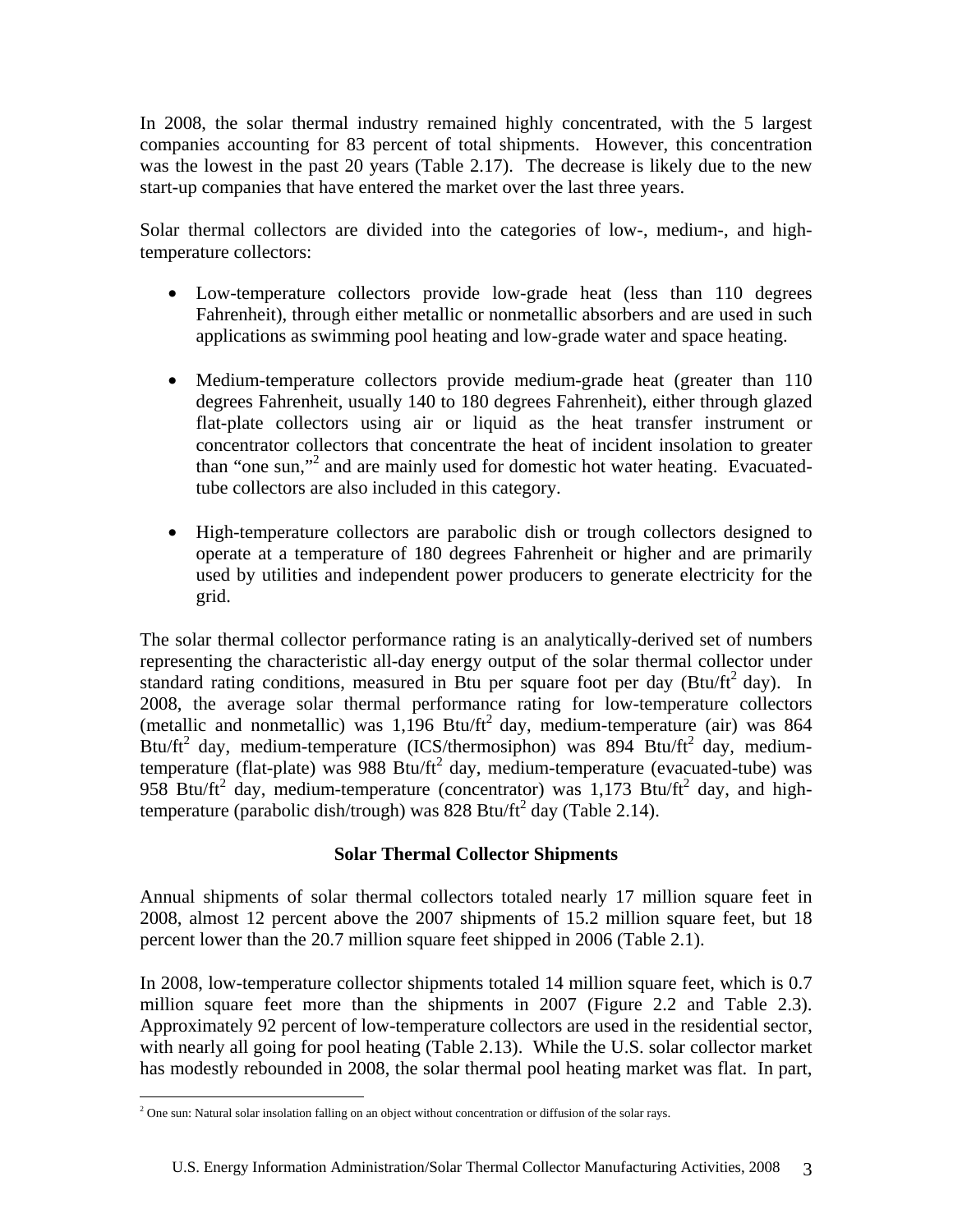In 2008, the solar thermal industry remained highly concentrated, with the 5 largest companies accounting for 83 percent of total shipments. However, this concentration was the lowest in the past 20 years (Table 2.17). The decrease is likely due to the new start-up companies that have entered the market over the last three years.

Solar thermal collectors are divided into the categories of low-, medium-, and high-temperature collectors:

- Low-temperature collectors provide low-grade heat (less than 110 degrees Fahrenheit), through either metallic or nonmetallic absorbers and are used in such applications as swimming pool heating and low-grade water and space heating.

- Medium-temperature collectors provide medium-grade heat (greater than 110 degrees Fahrenheit, usually 140 to 180 degrees Fahrenheit), either through glazed flat-plate collectors using air or liquid as the heat transfer instrument or concentrator collectors that concentrate the heat of incident insolation to greater than "one sun,"[2] and are mainly used for domestic hot water heating. Evacuated-tube collectors are also included in this category.

- High-temperature collectors are parabolic dish or trough collectors designed to operate at a temperature of 180 degrees Fahrenheit or higher and are primarily used by utilities and independent power producers to generate electricity for the grid.

The solar thermal collector performance rating is an analytically-derived set of numbers representing the characteristic all-day energy output of the solar thermal collector under standard rating conditions, measured in Btu per square foot per day (Btu/ft$^2$ day). In 2008, the average solar thermal performance rating for low-temperature collectors (metallic and nonmetallic) was 1,196 Btu/ft$^2$ day, medium-temperature (air) was 864 Btu/ft$^2$ day, medium-temperature (ICS/thermosiphon) was 894 Btu/ft$^2$ day, medium-temperature (flat-plate) was 988 Btu/ft$^2$ day, medium-temperature (evacuated-tube) was 958 Btu/ft$^2$ day, medium-temperature (concentrator) was 1,173 Btu/ft$^2$ day, and high-temperature (parabolic dish/trough) was 828 Btu/ft$^2$ day (Table 2.14).

### Solar Thermal Collector Shipments

Annual shipments of solar thermal collectors totaled nearly 17 million square feet in 2008, almost 12 percent above the 2007 shipments of 15.2 million square feet, but 18 percent lower than the 20.7 million square feet shipped in 2006 (Table 2.1).

In 2008, low-temperature collector shipments totaled 14 million square feet, which is 0.7 million square feet more than the shipments in 2007 (Figure 2.2 and Table 2.3). Approximately 92 percent of low-temperature collectors are used in the residential sector, with nearly all going for pool heating (Table 2.13). While the U.S. solar collector market has modestly rebounded in 2008, the solar thermal pool heating market was flat. In part,

[2] One sun: Natural solar insolation falling on an object without concentration or diffusion of the solar rays.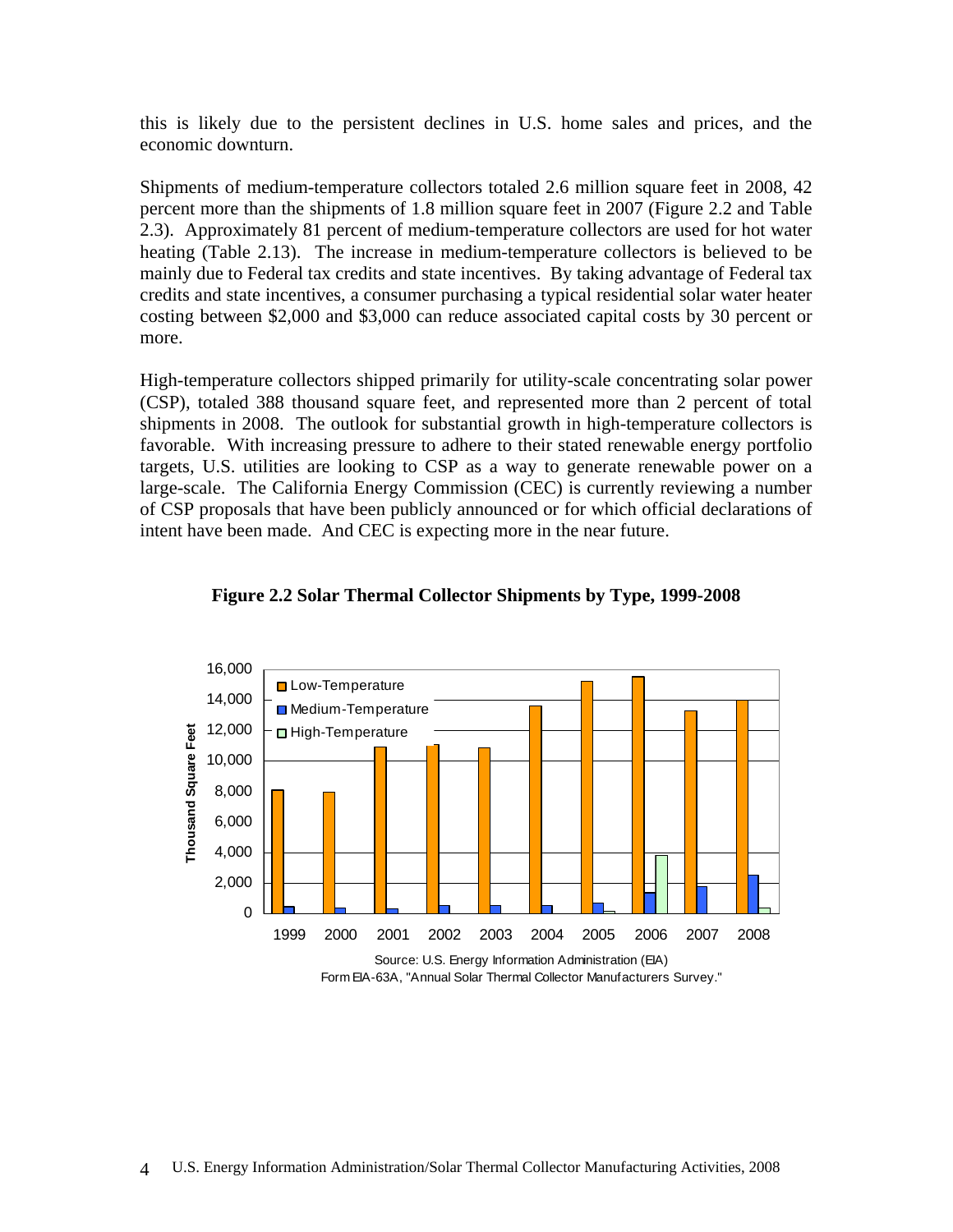this is likely due to the persistent declines in U.S. home sales and prices, and the economic downturn.

Shipments of medium-temperature collectors totaled 2.6 million square feet in 2008, 42 percent more than the shipments of 1.8 million square feet in 2007 (Figure 2.2 and Table 2.3). Approximately 81 percent of medium-temperature collectors are used for hot water heating (Table 2.13). The increase in medium-temperature collectors is believed to be mainly due to Federal tax credits and state incentives. By taking advantage of Federal tax credits and state incentives, a consumer purchasing a typical residential solar water heater costing between \$2,000 and \$3,000 can reduce associated capital costs by 30 percent or more.

High-temperature collectors shipped primarily for utility-scale concentrating solar power (CSP), totaled 388 thousand square feet, and represented more than 2 percent of total shipments in 2008. The outlook for substantial growth in high-temperature collectors is favorable. With increasing pressure to adhere to their stated renewable energy portfolio targets, U.S. utilities are looking to CSP as a way to generate renewable power on a large-scale. The California Energy Commission (CEC) is currently reviewing a number of CSP proposals that have been publicly announced or for which official declarations of intent have been made. And CEC is expecting more in the near future.

**Figure 2.2 Solar Thermal Collector Shipments by Type, 1999-2008**

Source: U.S. Energy Information Administration (EIA) Form EIA-63A, "Annual Solar Thermal Collector Manufacturers Survey."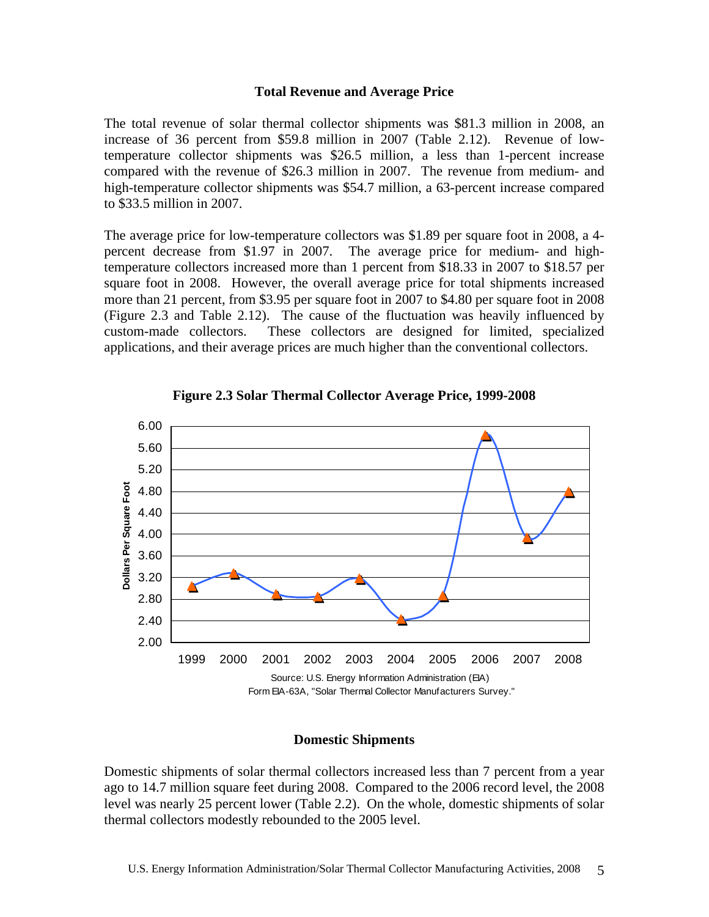### Total Revenue and Average Price

The total revenue of solar thermal collector shipments was $81.3 million in 2008, an increase of 36 percent from $59.8 million in 2007 (Table 2.12). Revenue of low-temperature collector shipments was $26.5 million, a less than 1-percent increase compared with the revenue of $26.3 million in 2007. The revenue from medium- and high-temperature collector shipments was $54.7 million, a 63-percent increase compared to $33.5 million in 2007.

The average price for low-temperature collectors was $1.89 per square foot in 2008, a 4-percent decrease from $1.97 in 2007. The average price for medium- and high-temperature collectors increased more than 1 percent from $18.33 in 2007 to $18.57 per square foot in 2008. However, the overall average price for total shipments increased more than 21 percent, from $3.95 per square foot in 2007 to $4.80 per square foot in 2008 (Figure 2.3 and Table 2.12). The cause of the fluctuation was heavily influenced by custom-made collectors. These collectors are designed for limited, specialized applications, and their average prices are much higher than the conventional collectors.

**Figure 2.3 Solar Thermal Collector Average Price, 1999-2008**

Source: U.S. Energy Information Administration (EIA) Form EIA-63A, "Solar Thermal Collector Manufacturers Survey."

### Domestic Shipments

Domestic shipments of solar thermal collectors increased less than 7 percent from a year ago to 14.7 million square feet during 2008. Compared to the 2006 record level, the 2008 level was nearly 25 percent lower (Table 2.2). On the whole, domestic shipments of solar thermal collectors modestly rebounded to the 2005 level.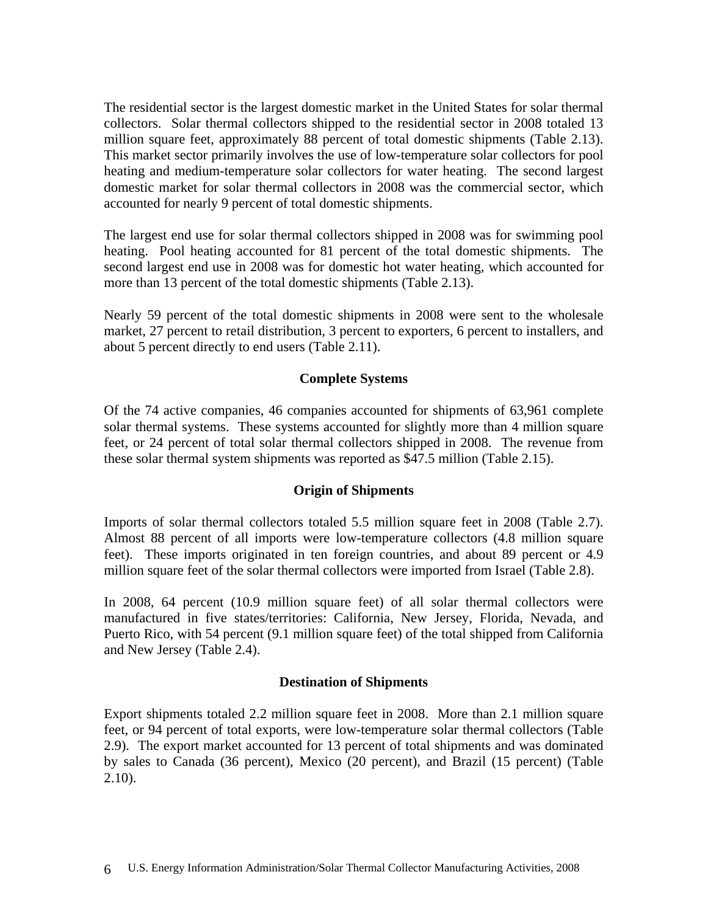The residential sector is the largest domestic market in the United States for solar thermal collectors. Solar thermal collectors shipped to the residential sector in 2008 totaled 13 million square feet, approximately 88 percent of total domestic shipments (Table 2.13). This market sector primarily involves the use of low-temperature solar collectors for pool heating and medium-temperature solar collectors for water heating. The second largest domestic market for solar thermal collectors in 2008 was the commercial sector, which accounted for nearly 9 percent of total domestic shipments.

The largest end use for solar thermal collectors shipped in 2008 was for swimming pool heating. Pool heating accounted for 81 percent of the total domestic shipments. The second largest end use in 2008 was for domestic hot water heating, which accounted for more than 13 percent of the total domestic shipments (Table 2.13).

Nearly 59 percent of the total domestic shipments in 2008 were sent to the wholesale market, 27 percent to retail distribution, 3 percent to exporters, 6 percent to installers, and about 5 percent directly to end users (Table 2.11).

### Complete Systems

Of the 74 active companies, 46 companies accounted for shipments of 63,961 complete solar thermal systems. These systems accounted for slightly more than 4 million square feet, or 24 percent of total solar thermal collectors shipped in 2008. The revenue from these solar thermal system shipments was reported as $47.5 million (Table 2.15).

### Origin of Shipments

Imports of solar thermal collectors totaled 5.5 million square feet in 2008 (Table 2.7). Almost 88 percent of all imports were low-temperature collectors (4.8 million square feet). These imports originated in ten foreign countries, and about 89 percent or 4.9 million square feet of the solar thermal collectors were imported from Israel (Table 2.8).

In 2008, 64 percent (10.9 million square feet) of all solar thermal collectors were manufactured in five states/territories: California, New Jersey, Florida, Nevada, and Puerto Rico, with 54 percent (9.1 million square feet) of the total shipped from California and New Jersey (Table 2.4).

### Destination of Shipments

Export shipments totaled 2.2 million square feet in 2008. More than 2.1 million square feet, or 94 percent of total exports, were low-temperature solar thermal collectors (Table 2.9). The export market accounted for 13 percent of total shipments and was dominated by sales to Canada (36 percent), Mexico (20 percent), and Brazil (15 percent) (Table 2.10).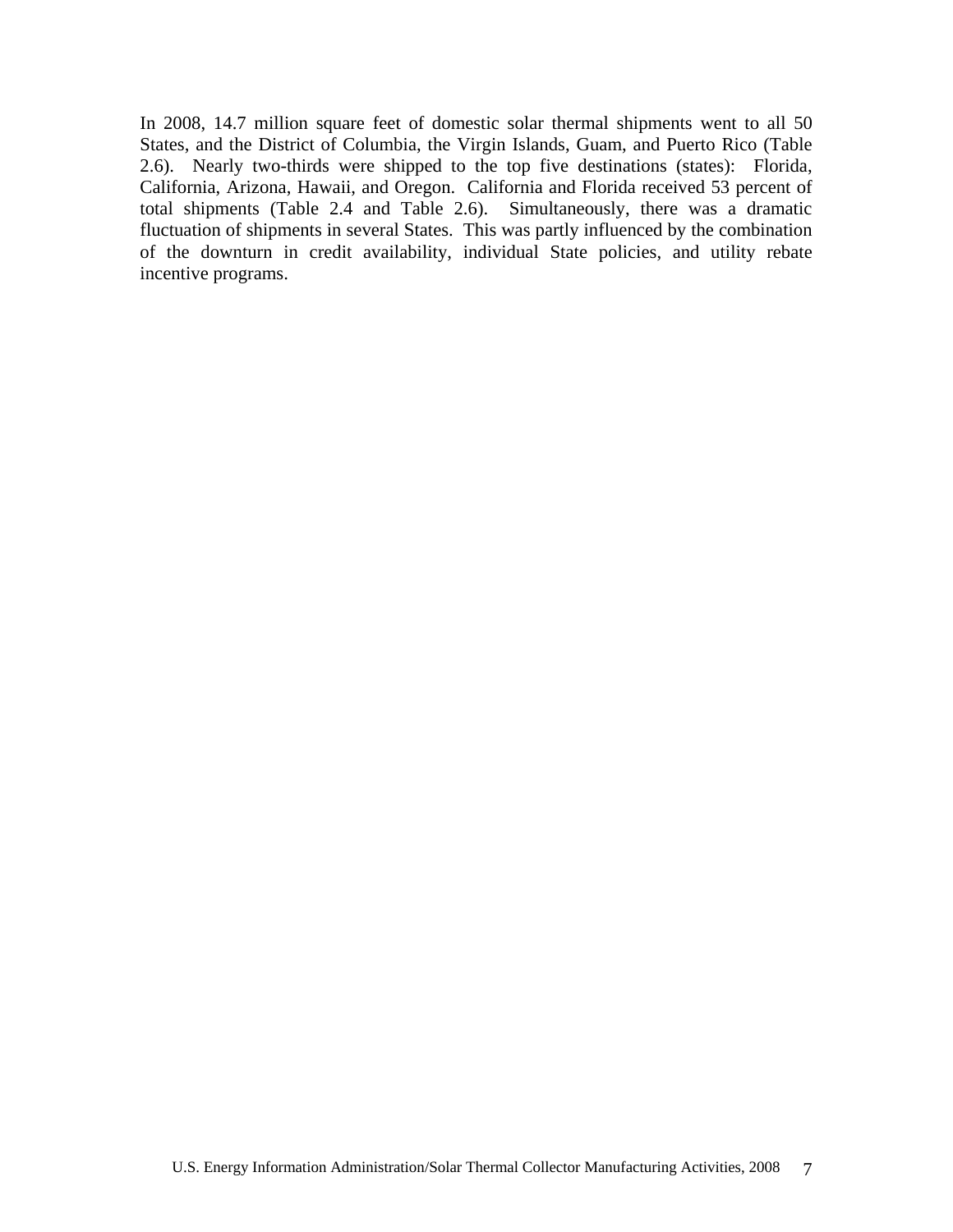In 2008, 14.7 million square feet of domestic solar thermal shipments went to all 50 States, and the District of Columbia, the Virgin Islands, Guam, and Puerto Rico (Table 2.6). Nearly two-thirds were shipped to the top five destinations (states): Florida, California, Arizona, Hawaii, and Oregon. California and Florida received 53 percent of total shipments (Table 2.4 and Table 2.6). Simultaneously, there was a dramatic fluctuation of shipments in several States. This was partly influenced by the combination of the downturn in credit availability, individual State policies, and utility rebate incentive programs.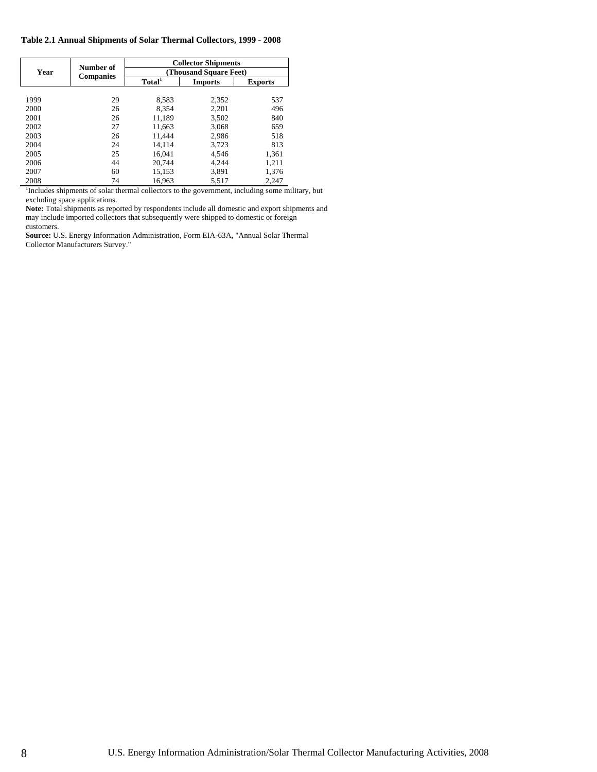**Table 2.1 Annual Shipments of Solar Thermal Collectors, 1999 - 2008**

| Year | Number of Companies | Collector Shipments (Thousand Square Feet) | | |
|---|---|---|---|---|
| | | Total[1] | Imports | Exports |
| 1999 | 29 | 8,583 | 2,352 | 537 |
| 2000 | 26 | 8,354 | 2,201 | 496 |
| 2001 | 26 | 11,189 | 3,502 | 840 |
| 2002 | 27 | 11,663 | 3,068 | 659 |
| 2003 | 26 | 11,444 | 2,986 | 518 |
| 2004 | 24 | 14,114 | 3,723 | 813 |
| 2005 | 25 | 16,041 | 4,546 | 1,361 |
| 2006 | 44 | 20,744 | 4,244 | 1,211 |
| 2007 | 60 | 15,153 | 3,891 | 1,376 |
| 2008 | 74 | 16,963 | 5,517 | 2,247 |

[1]Includes shipments of solar thermal collectors to the government, including some military, but excluding space applications.

**Note:** Total shipments as reported by respondents include all domestic and export shipments and may include imported collectors that subsequently were shipped to domestic or foreign customers.

**Source:** U.S. Energy Information Administration, Form EIA-63A, "Annual Solar Thermal Collector Manufacturers Survey."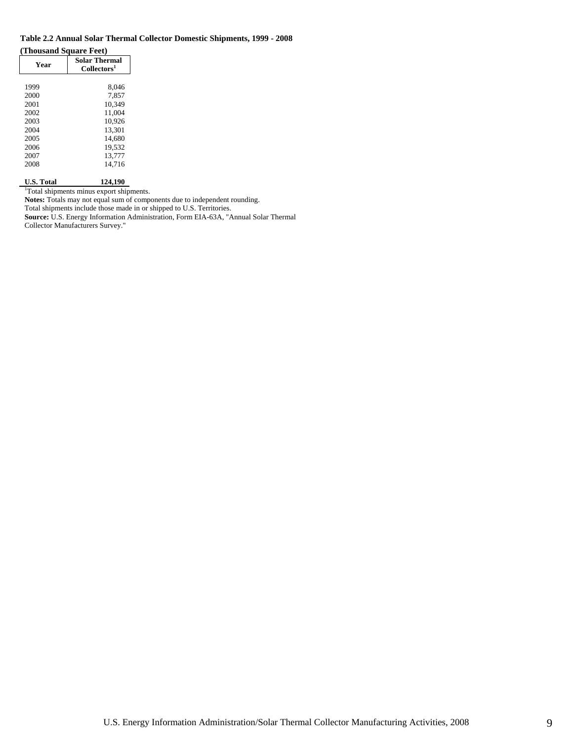**Table 2.2 Annual Solar Thermal Collector Domestic Shipments, 1999 - 2008**

**(Thousand Square Feet)**

| Year | Solar Thermal Collectors[1] |
|---|---|
| 1999 | 8,046 |
| 2000 | 7,857 |
| 2001 | 10,349 |
| 2002 | 11,004 |
| 2003 | 10,926 |
| 2004 | 13,301 |
| 2005 | 14,680 |
| 2006 | 19,532 |
| 2007 | 13,777 |
| 2008 | 14,716 |
| **U.S. Total** | **124,190** |

[1]Total shipments minus export shipments.

**Notes:** Totals may not equal sum of components due to independent rounding.

Total shipments include those made in or shipped to U.S. Territories.

**Source:** U.S. Energy Information Administration, Form EIA-63A, "Annual Solar Thermal Collector Manufacturers Survey."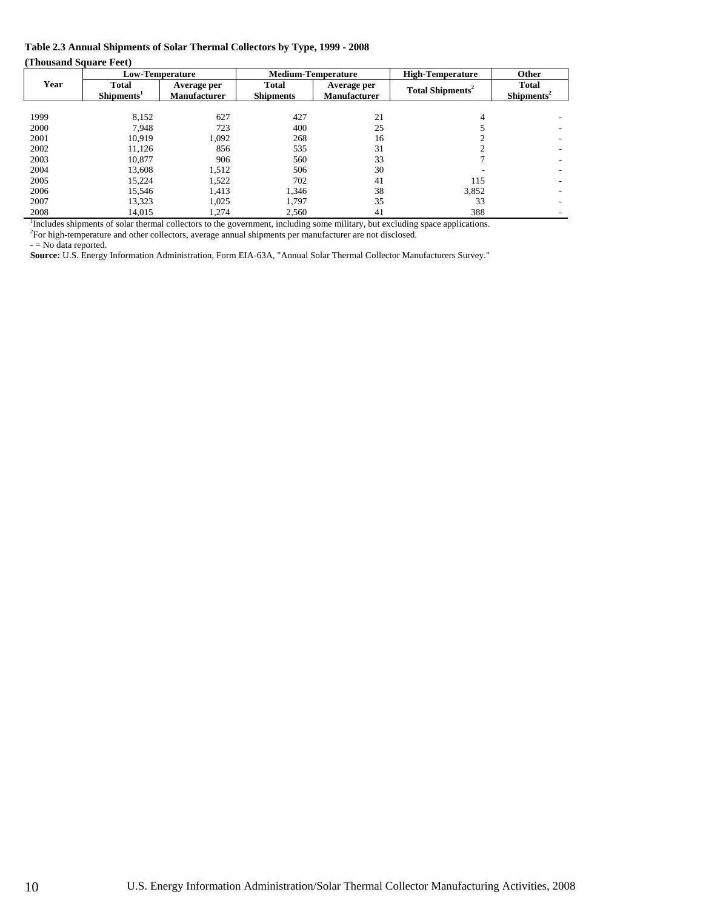**Table 2.3 Annual Shipments of Solar Thermal Collectors by Type, 1999 - 2008**

**(Thousand Square Feet)**

| Year | Low-Temperature | | Medium-Temperature | | High-Temperature | Other |
|---|---|---|---|---|---|---|
| | Total Shipments[1] | Average per Manufacturer | Total Shipments | Average per Manufacturer | Total Shipments[2] | Total Shipments[2] |
| 1999 | 8,152 | 627 | 427 | 21 | 4 | - |
| 2000 | 7,948 | 723 | 400 | 25 | 5 | - |
| 2001 | 10,919 | 1,092 | 268 | 16 | 2 | - |
| 2002 | 11,126 | 856 | 535 | 31 | 2 | - |
| 2003 | 10,877 | 906 | 560 | 33 | 7 | - |
| 2004 | 13,608 | 1,512 | 506 | 30 | - | - |
| 2005 | 15,224 | 1,522 | 702 | 41 | 115 | - |
| 2006 | 15,546 | 1,413 | 1,346 | 38 | 3,852 | - |
| 2007 | 13,323 | 1,025 | 1,797 | 35 | 33 | - |
| 2008 | 14,015 | 1,274 | 2,560 | 41 | 388 | - |

[1]Includes shipments of solar thermal collectors to the government, including some military, but excluding space applications.

[2]For high-temperature and other collectors, average annual shipments per manufacturer are not disclosed.

\- = No data reported.

**Source:** U.S. Energy Information Administration, Form EIA-63A, "Annual Solar Thermal Collector Manufacturers Survey."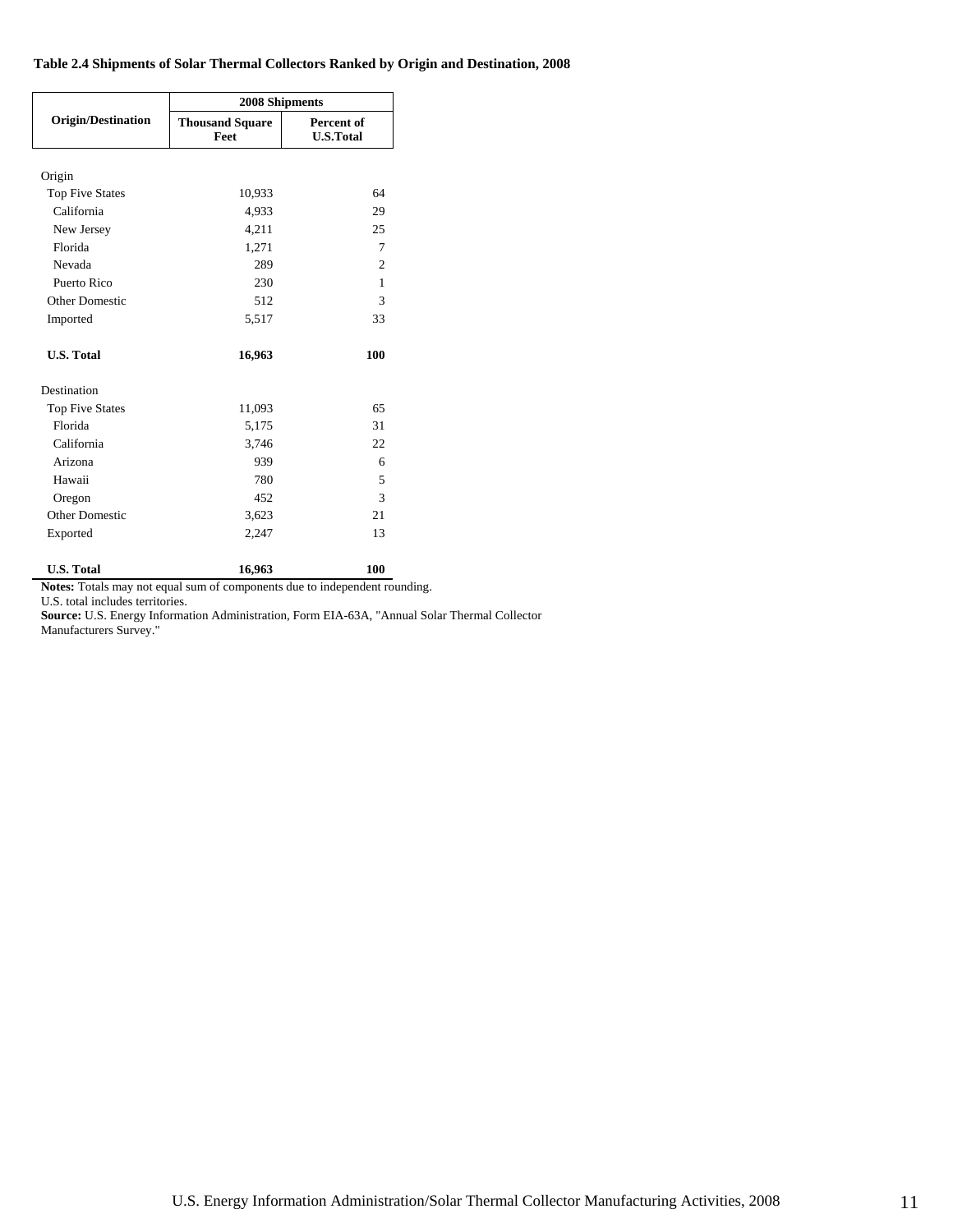**Table 2.4 Shipments of Solar Thermal Collectors Ranked by Origin and Destination, 2008**

| Origin/Destination | 2008 Shipments | |
|---|---|---|
| | Thousand Square Feet | Percent of U.S.Total |
| Origin | | |
| Top Five States | 10,933 | 64 |
| California | 4,933 | 29 |
| New Jersey | 4,211 | 25 |
| Florida | 1,271 | 7 |
| Nevada | 289 | 2 |
| Puerto Rico | 230 | 1 |
| Other Domestic | 512 | 3 |
| Imported | 5,517 | 33 |
| **U.S. Total** | **16,963** | **100** |
| Destination | | |
| Top Five States | 11,093 | 65 |
| Florida | 5,175 | 31 |
| California | 3,746 | 22 |
| Arizona | 939 | 6 |
| Hawaii | 780 | 5 |
| Oregon | 452 | 3 |
| Other Domestic | 3,623 | 21 |
| Exported | 2,247 | 13 |
| **U.S. Total** | **16,963** | **100** |

**Notes:** Totals may not equal sum of components due to independent rounding.
U.S. total includes territories.
**Source:** U.S. Energy Information Administration, Form EIA-63A, "Annual Solar Thermal Collector Manufacturers Survey."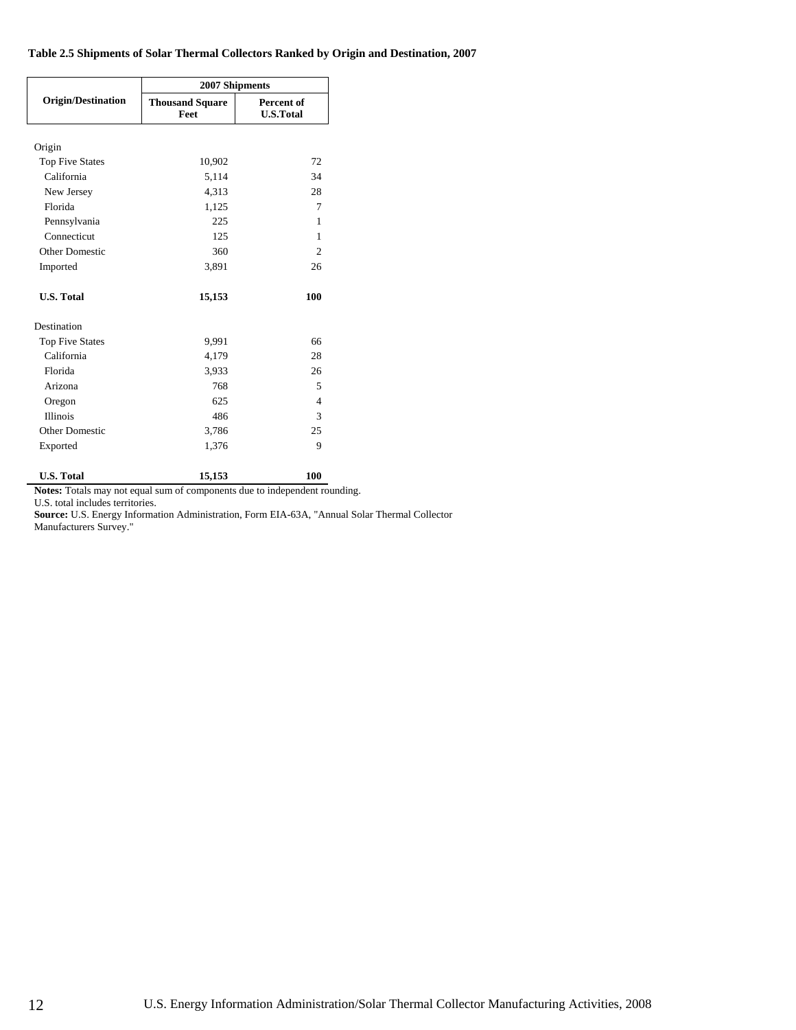**Table 2.5 Shipments of Solar Thermal Collectors Ranked by Origin and Destination, 2007**

| Origin/Destination | 2007 Shipments | |
|---|---|---|
| | Thousand Square Feet | Percent of U.S.Total |
| Origin | | |
| Top Five States | 10,902 | 72 |
| California | 5,114 | 34 |
| New Jersey | 4,313 | 28 |
| Florida | 1,125 | 7 |
| Pennsylvania | 225 | 1 |
| Connecticut | 125 | 1 |
| Other Domestic | 360 | 2 |
| Imported | 3,891 | 26 |
| **U.S. Total** | **15,153** | **100** |
| Destination | | |
| Top Five States | 9,991 | 66 |
| California | 4,179 | 28 |
| Florida | 3,933 | 26 |
| Arizona | 768 | 5 |
| Oregon | 625 | 4 |
| Illinois | 486 | 3 |
| Other Domestic | 3,786 | 25 |
| Exported | 1,376 | 9 |
| **U.S. Total** | **15,153** | **100** |

**Notes:** Totals may not equal sum of components due to independent rounding.
U.S. total includes territories.
**Source:** U.S. Energy Information Administration, Form EIA-63A, "Annual Solar Thermal Collector Manufacturers Survey."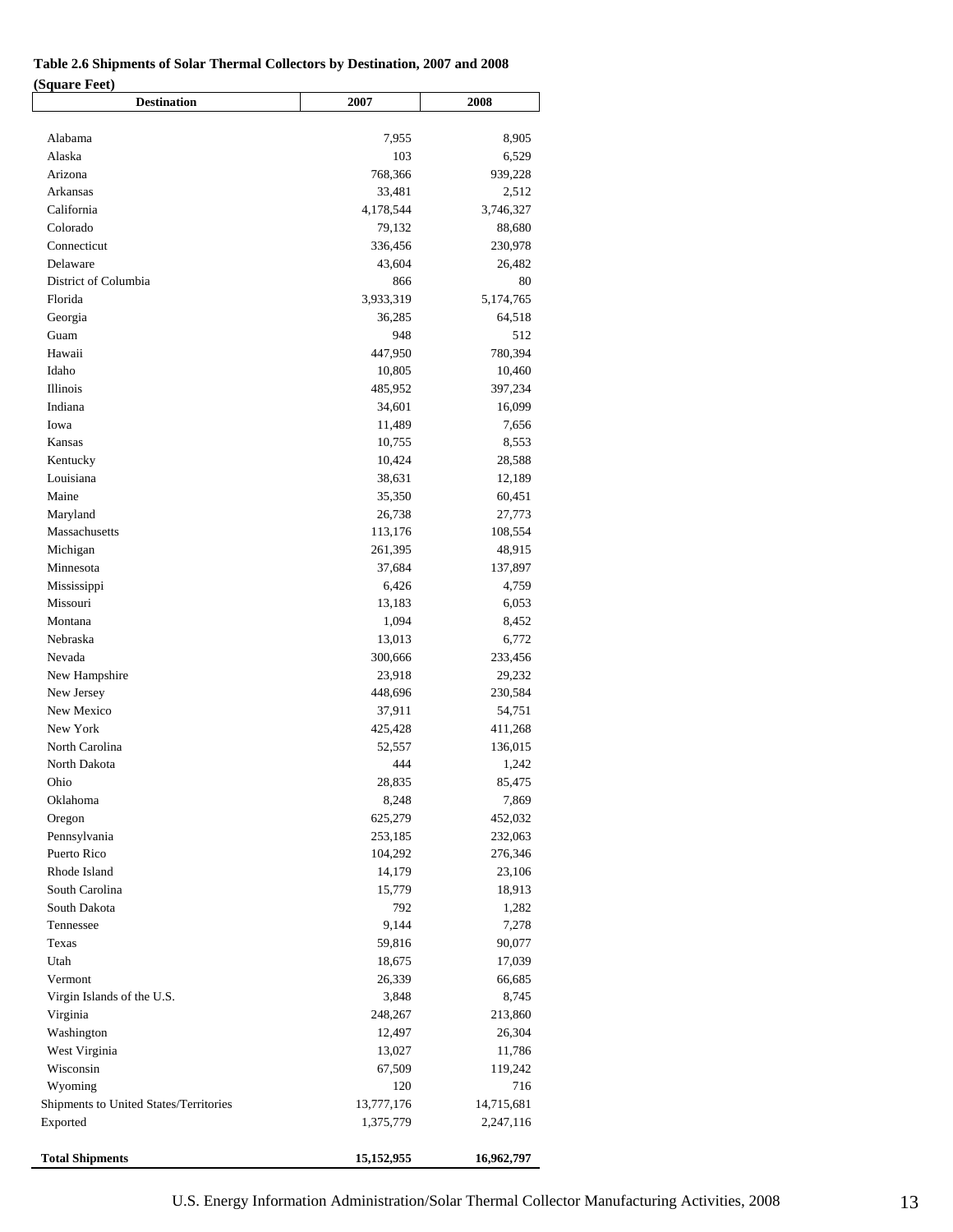**Table 2.6 Shipments of Solar Thermal Collectors by Destination, 2007 and 2008**
**(Square Feet)**

| Destination | 2007 | 2008 |
|---|---|---|
| Alabama | 7,955 | 8,905 |
| Alaska | 103 | 6,529 |
| Arizona | 768,366 | 939,228 |
| Arkansas | 33,481 | 2,512 |
| California | 4,178,544 | 3,746,327 |
| Colorado | 79,132 | 88,680 |
| Connecticut | 336,456 | 230,978 |
| Delaware | 43,604 | 26,482 |
| District of Columbia | 866 | 80 |
| Florida | 3,933,319 | 5,174,765 |
| Georgia | 36,285 | 64,518 |
| Guam | 948 | 512 |
| Hawaii | 447,950 | 780,394 |
| Idaho | 10,805 | 10,460 |
| Illinois | 485,952 | 397,234 |
| Indiana | 34,601 | 16,099 |
| Iowa | 11,489 | 7,656 |
| Kansas | 10,755 | 8,553 |
| Kentucky | 10,424 | 28,588 |
| Louisiana | 38,631 | 12,189 |
| Maine | 35,350 | 60,451 |
| Maryland | 26,738 | 27,773 |
| Massachusetts | 113,176 | 108,554 |
| Michigan | 261,395 | 48,915 |
| Minnesota | 37,684 | 137,897 |
| Mississippi | 6,426 | 4,759 |
| Missouri | 13,183 | 6,053 |
| Montana | 1,094 | 8,452 |
| Nebraska | 13,013 | 6,772 |
| Nevada | 300,666 | 233,456 |
| New Hampshire | 23,918 | 29,232 |
| New Jersey | 448,696 | 230,584 |
| New Mexico | 37,911 | 54,751 |
| New York | 425,428 | 411,268 |
| North Carolina | 52,557 | 136,015 |
| North Dakota | 444 | 1,242 |
| Ohio | 28,835 | 85,475 |
| Oklahoma | 8,248 | 7,869 |
| Oregon | 625,279 | 452,032 |
| Pennsylvania | 253,185 | 232,063 |
| Puerto Rico | 104,292 | 276,346 |
| Rhode Island | 14,179 | 23,106 |
| South Carolina | 15,779 | 18,913 |
| South Dakota | 792 | 1,282 |
| Tennessee | 9,144 | 7,278 |
| Texas | 59,816 | 90,077 |
| Utah | 18,675 | 17,039 |
| Vermont | 26,339 | 66,685 |
| Virgin Islands of the U.S. | 3,848 | 8,745 |
| Virginia | 248,267 | 213,860 |
| Washington | 12,497 | 26,304 |
| West Virginia | 13,027 | 11,786 |
| Wisconsin | 67,509 | 119,242 |
| Wyoming | 120 | 716 |
| Shipments to United States/Territories | 13,777,176 | 14,715,681 |
| Exported | 1,375,779 | 2,247,116 |
| **Total Shipments** | **15,152,955** | **16,962,797** |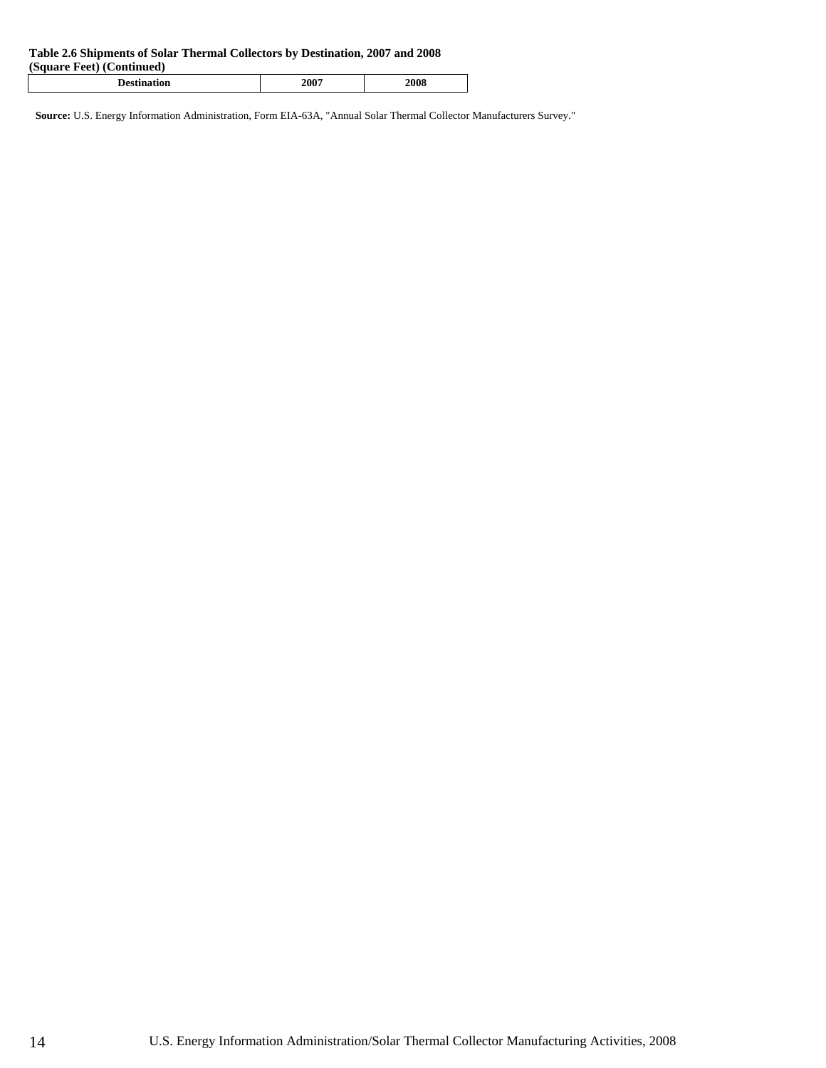**Table 2.6 Shipments of Solar Thermal Collectors by Destination, 2007 and 2008**
**(Square Feet) (Continued)**

| Destination | 2007 | 2008 |
| --- | --- | --- |

**Source:** U.S. Energy Information Administration, Form EIA-63A, "Annual Solar Thermal Collector Manufacturers Survey."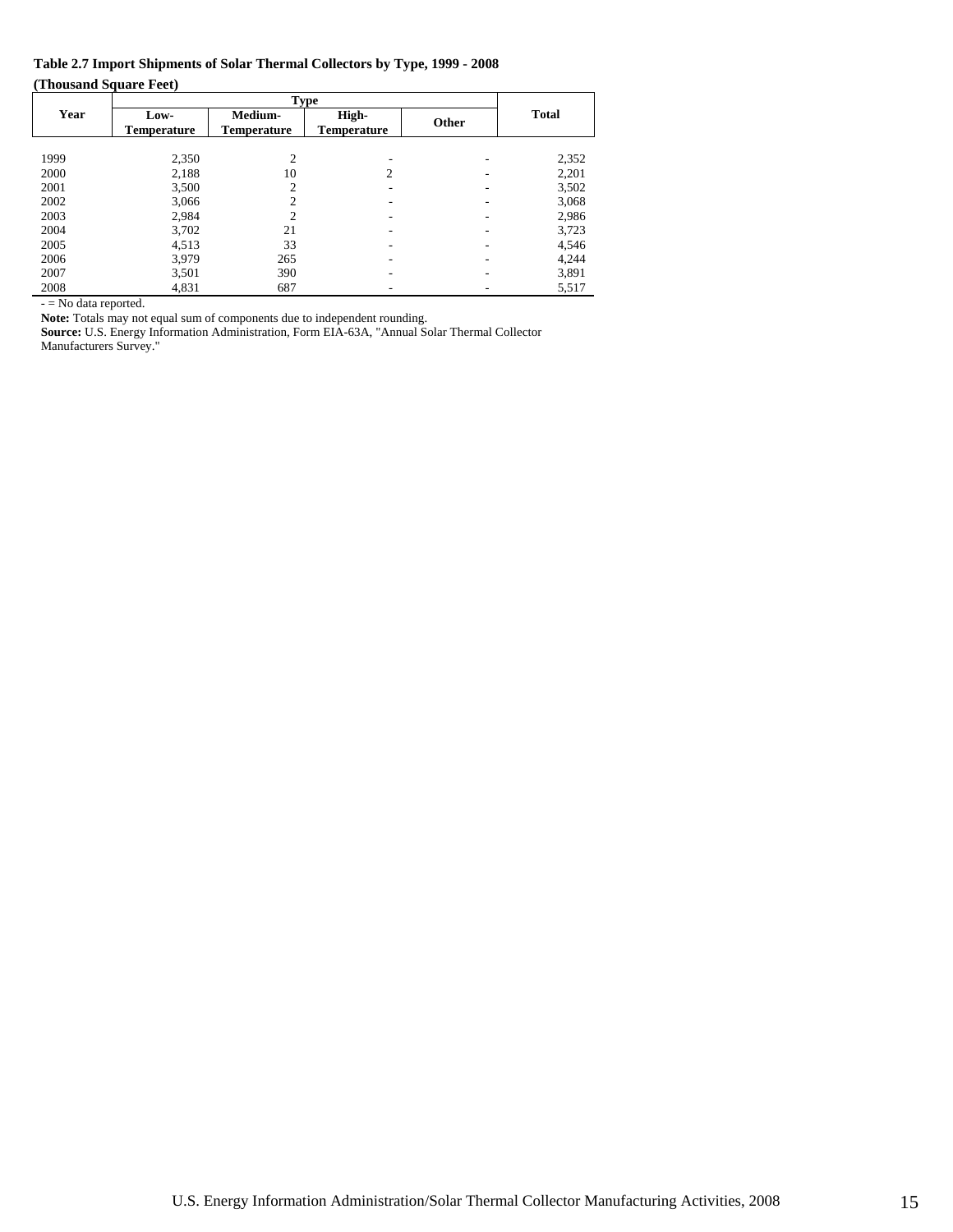**Table 2.7 Import Shipments of Solar Thermal Collectors by Type, 1999 - 2008**

**(Thousand Square Feet)**

| Year | Type | | | | Total |
|---|---|---|---|---|---|
| | Low-Temperature | Medium-Temperature | High-Temperature | Other | |
| 1999 | 2,350 | 2 | - | - | 2,352 |
| 2000 | 2,188 | 10 | 2 | - | 2,201 |
| 2001 | 3,500 | 2 | - | - | 3,502 |
| 2002 | 3,066 | 2 | - | - | 3,068 |
| 2003 | 2,984 | 2 | - | - | 2,986 |
| 2004 | 3,702 | 21 | - | - | 3,723 |
| 2005 | 4,513 | 33 | - | - | 4,546 |
| 2006 | 3,979 | 265 | - | - | 4,244 |
| 2007 | 3,501 | 390 | - | - | 3,891 |
| 2008 | 4,831 | 687 | - | - | 5,517 |

- = No data reported.

**Note:** Totals may not equal sum of components due to independent rounding.

**Source:** U.S. Energy Information Administration, Form EIA-63A, "Annual Solar Thermal Collector Manufacturers Survey."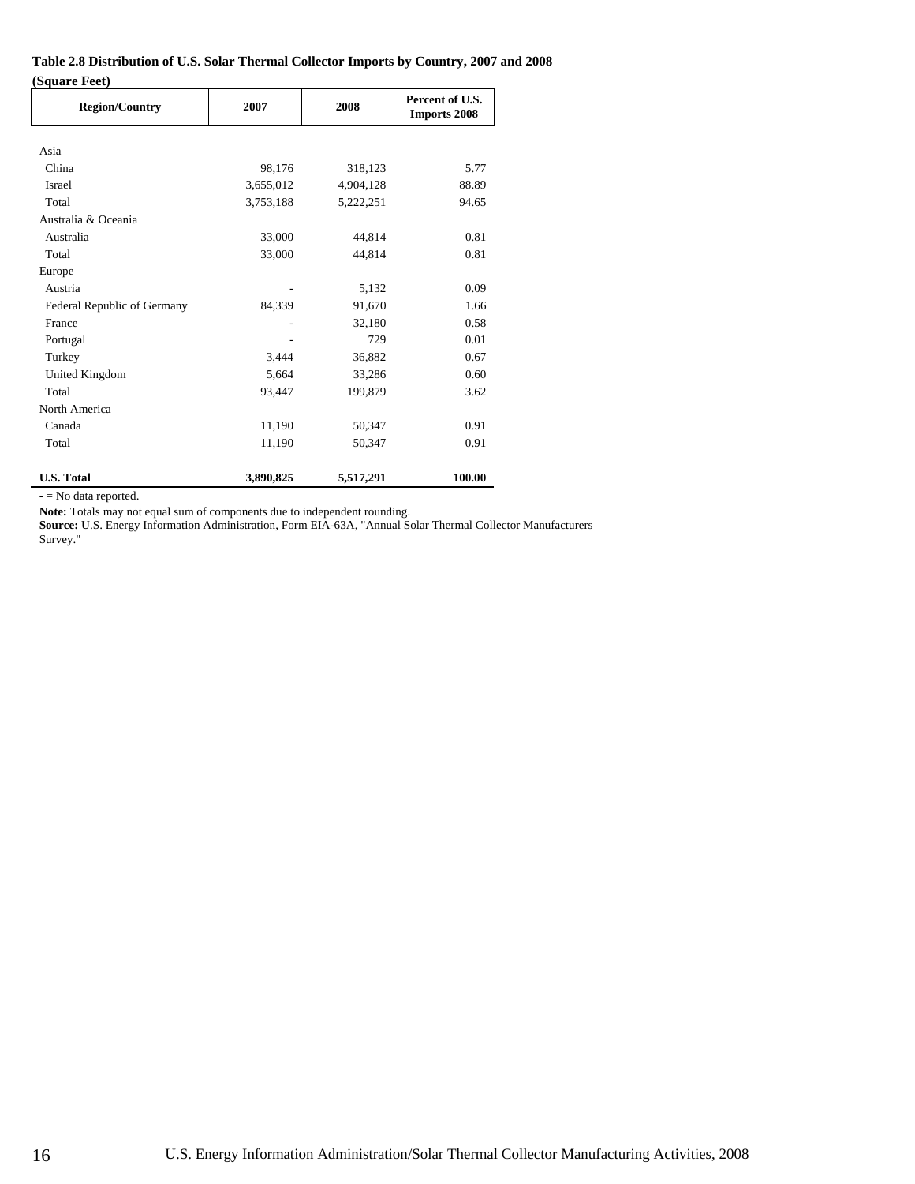**Table 2.8 Distribution of U.S. Solar Thermal Collector Imports by Country, 2007 and 2008**

**(Square Feet)**

| Region/Country | 2007 | 2008 | Percent of U.S. Imports 2008 |
|---|---|---|---|
| Asia | | | |
| China | 98,176 | 318,123 | 5.77 |
| Israel | 3,655,012 | 4,904,128 | 88.89 |
| Total | 3,753,188 | 5,222,251 | 94.65 |
| Australia & Oceania | | | |
| Australia | 33,000 | 44,814 | 0.81 |
| Total | 33,000 | 44,814 | 0.81 |
| Europe | | | |
| Austria | - | 5,132 | 0.09 |
| Federal Republic of Germany | 84,339 | 91,670 | 1.66 |
| France | - | 32,180 | 0.58 |
| Portugal | - | 729 | 0.01 |
| Turkey | 3,444 | 36,882 | 0.67 |
| United Kingdom | 5,664 | 33,286 | 0.60 |
| Total | 93,447 | 199,879 | 3.62 |
| North America | | | |
| Canada | 11,190 | 50,347 | 0.91 |
| Total | 11,190 | 50,347 | 0.91 |
| **U.S. Total** | **3,890,825** | **5,517,291** | **100.00** |

- = No data reported.

**Note:** Totals may not equal sum of components due to independent rounding.

**Source:** U.S. Energy Information Administration, Form EIA-63A, "Annual Solar Thermal Collector Manufacturers Survey."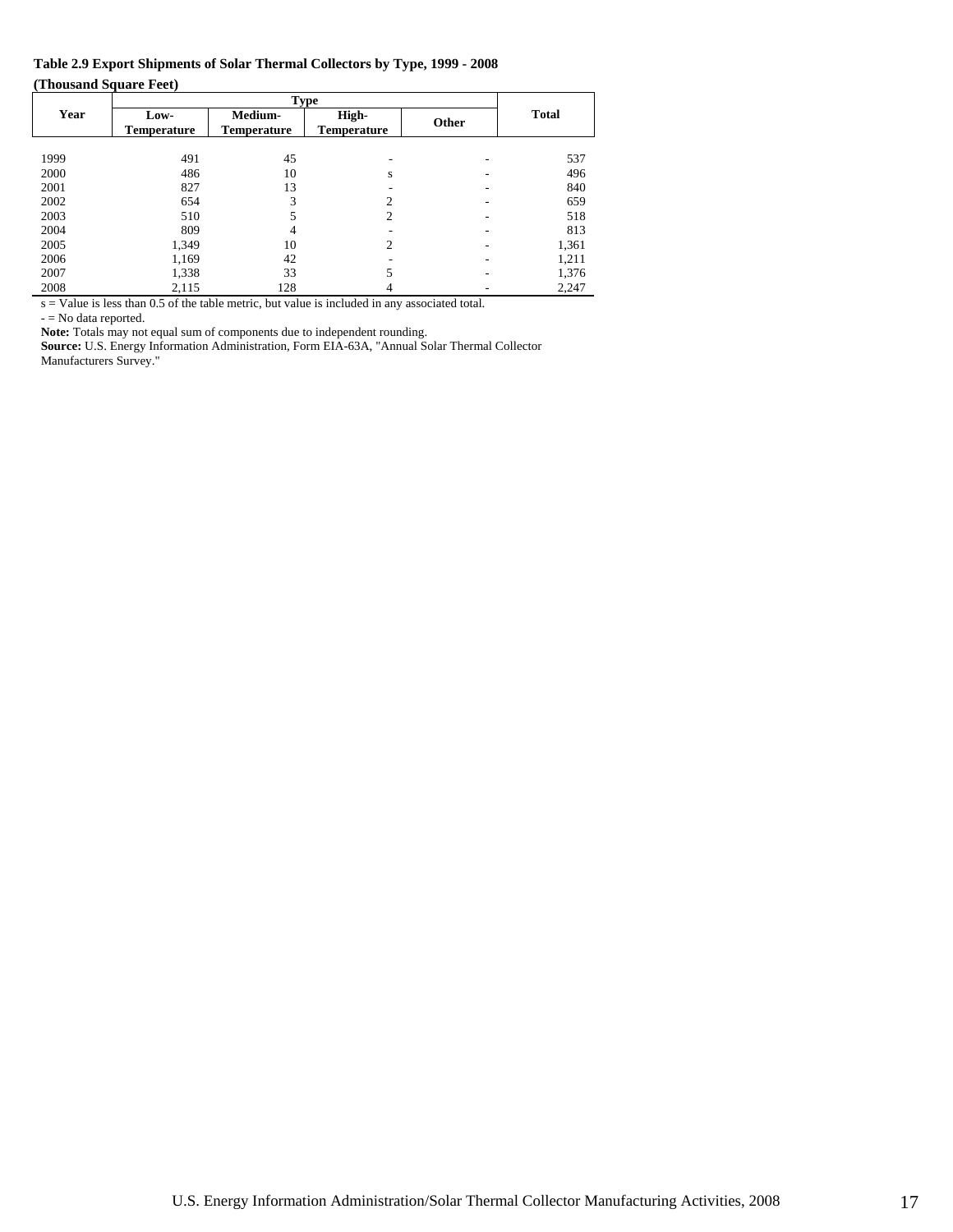**Table 2.9 Export Shipments of Solar Thermal Collectors by Type, 1999 - 2008**

**(Thousand Square Feet)**

| Year | Type | | | | Total |
|---|---|---|---|---|---|
| | Low-Temperature | Medium-Temperature | High-Temperature | Other | |
| 1999 | 491 | 45 | - | - | 537 |
| 2000 | 486 | 10 | s | - | 496 |
| 2001 | 827 | 13 | - | - | 840 |
| 2002 | 654 | 3 | 2 | - | 659 |
| 2003 | 510 | 5 | 2 | - | 518 |
| 2004 | 809 | 4 | - | - | 813 |
| 2005 | 1,349 | 10 | 2 | - | 1,361 |
| 2006 | 1,169 | 42 | - | - | 1,211 |
| 2007 | 1,338 | 33 | 5 | - | 1,376 |
| 2008 | 2,115 | 128 | 4 | - | 2,247 |

s = Value is less than 0.5 of the table metric, but value is included in any associated total.

- = No data reported.

**Note:** Totals may not equal sum of components due to independent rounding.

**Source:** U.S. Energy Information Administration, Form EIA-63A, "Annual Solar Thermal Collector Manufacturers Survey."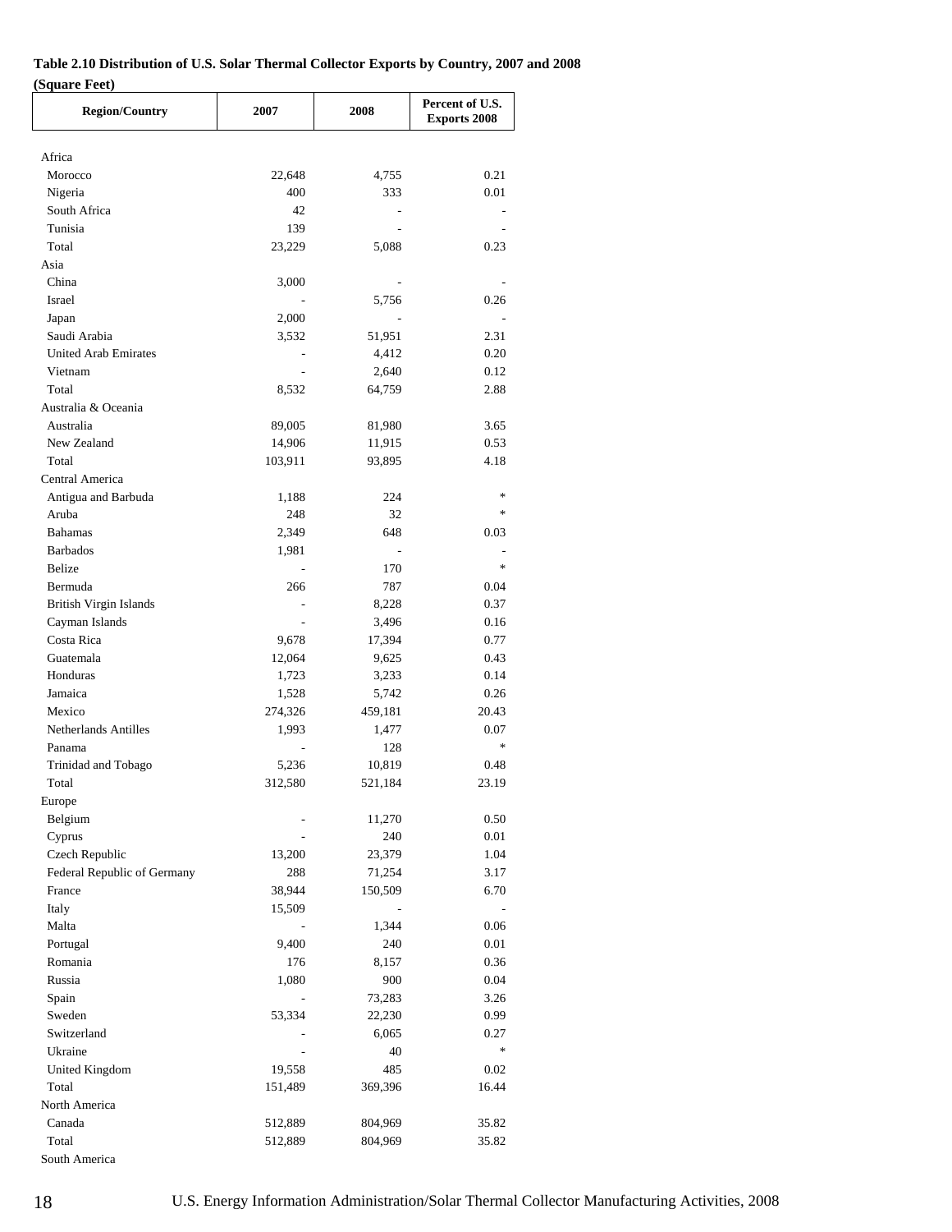**Table 2.10 Distribution of U.S. Solar Thermal Collector Exports by Country, 2007 and 2008**
**(Square Feet)**

| Region/Country | 2007 | 2008 | Percent of U.S. Exports 2008 |
|---|---|---|---|
| Africa | | | |
| Morocco | 22,648 | 4,755 | 0.21 |
| Nigeria | 400 | 333 | 0.01 |
| South Africa | 42 | - | - |
| Tunisia | 139 | - | - |
| Total | 23,229 | 5,088 | 0.23 |
| Asia | | | |
| China | 3,000 | - | - |
| Israel | - | 5,756 | 0.26 |
| Japan | 2,000 | - | - |
| Saudi Arabia | 3,532 | 51,951 | 2.31 |
| United Arab Emirates | - | 4,412 | 0.20 |
| Vietnam | - | 2,640 | 0.12 |
| Total | 8,532 | 64,759 | 2.88 |
| Australia & Oceania | | | |
| Australia | 89,005 | 81,980 | 3.65 |
| New Zealand | 14,906 | 11,915 | 0.53 |
| Total | 103,911 | 93,895 | 4.18 |
| Central America | | | |
| Antigua and Barbuda | 1,188 | 224 | * |
| Aruba | 248 | 32 | * |
| Bahamas | 2,349 | 648 | 0.03 |
| Barbados | 1,981 | - | - |
| Belize | - | 170 | * |
| Bermuda | 266 | 787 | 0.04 |
| British Virgin Islands | - | 8,228 | 0.37 |
| Cayman Islands | - | 3,496 | 0.16 |
| Costa Rica | 9,678 | 17,394 | 0.77 |
| Guatemala | 12,064 | 9,625 | 0.43 |
| Honduras | 1,723 | 3,233 | 0.14 |
| Jamaica | 1,528 | 5,742 | 0.26 |
| Mexico | 274,326 | 459,181 | 20.43 |
| Netherlands Antilles | 1,993 | 1,477 | 0.07 |
| Panama | - | 128 | * |
| Trinidad and Tobago | 5,236 | 10,819 | 0.48 |
| Total | 312,580 | 521,184 | 23.19 |
| Europe | | | |
| Belgium | - | 11,270 | 0.50 |
| Cyprus | - | 240 | 0.01 |
| Czech Republic | 13,200 | 23,379 | 1.04 |
| Federal Republic of Germany | 288 | 71,254 | 3.17 |
| France | 38,944 | 150,509 | 6.70 |
| Italy | 15,509 | - | - |
| Malta | - | 1,344 | 0.06 |
| Portugal | 9,400 | 240 | 0.01 |
| Romania | 176 | 8,157 | 0.36 |
| Russia | 1,080 | 900 | 0.04 |
| Spain | - | 73,283 | 3.26 |
| Sweden | 53,334 | 22,230 | 0.99 |
| Switzerland | - | 6,065 | 0.27 |
| Ukraine | - | 40 | * |
| United Kingdom | 19,558 | 485 | 0.02 |
| Total | 151,489 | 369,396 | 16.44 |
| North America | | | |
| Canada | 512,889 | 804,969 | 35.82 |
| Total | 512,889 | 804,969 | 35.82 |
| South America | | | |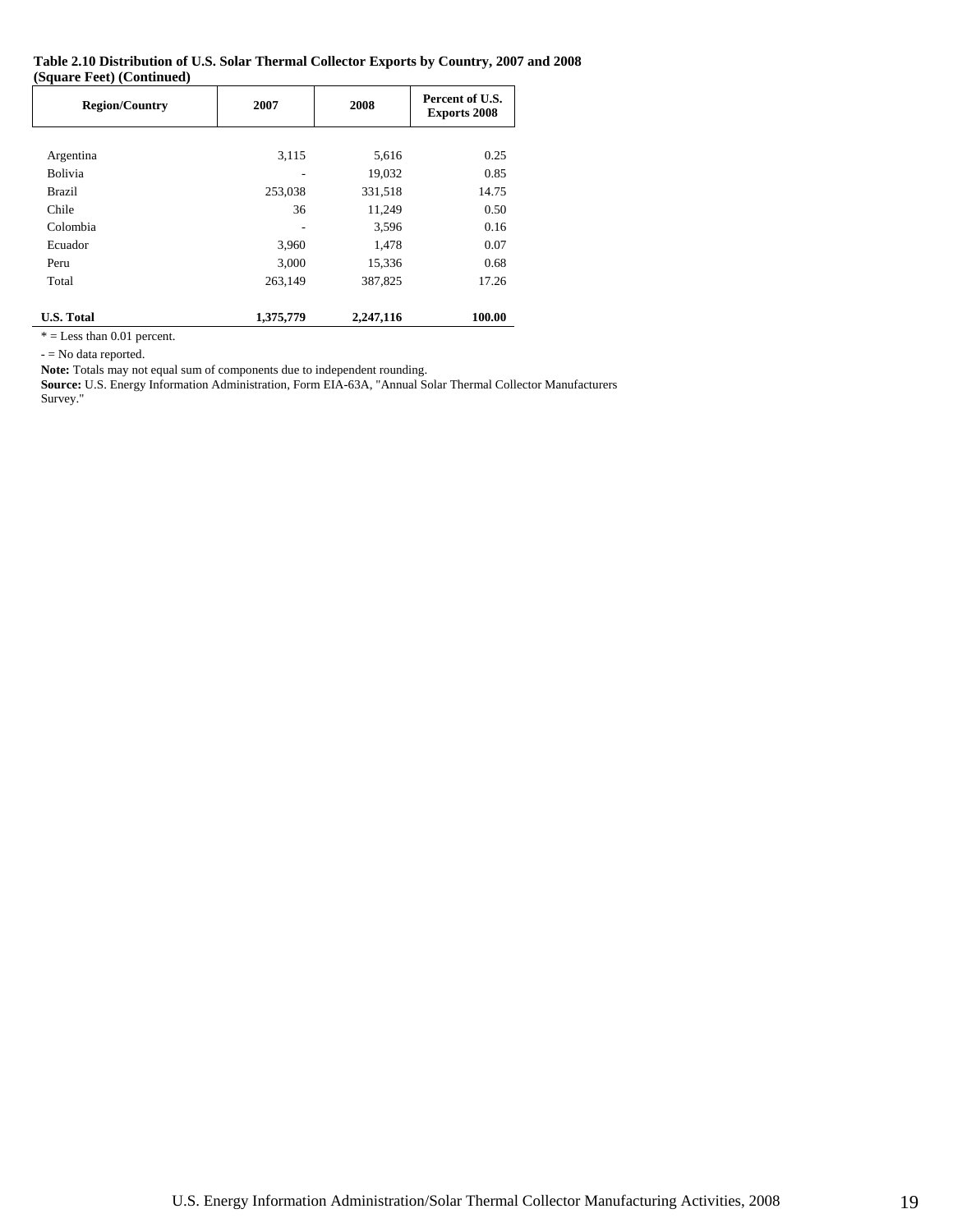**Table 2.10 Distribution of U.S. Solar Thermal Collector Exports by Country, 2007 and 2008 (Square Feet) (Continued)**

| Region/Country | 2007 | 2008 | Percent of U.S. Exports 2008 |
|---|---|---|---|
| Argentina | 3,115 | 5,616 | 0.25 |
| Bolivia | - | 19,032 | 0.85 |
| Brazil | 253,038 | 331,518 | 14.75 |
| Chile | 36 | 11,249 | 0.50 |
| Colombia | - | 3,596 | 0.16 |
| Ecuador | 3,960 | 1,478 | 0.07 |
| Peru | 3,000 | 15,336 | 0.68 |
| Total | 263,149 | 387,825 | 17.26 |
| **U.S. Total** | **1,375,779** | **2,247,116** | **100.00** |

* = Less than 0.01 percent.

- = No data reported.

**Note:** Totals may not equal sum of components due to independent rounding.

**Source:** U.S. Energy Information Administration, Form EIA-63A, "Annual Solar Thermal Collector Manufacturers Survey."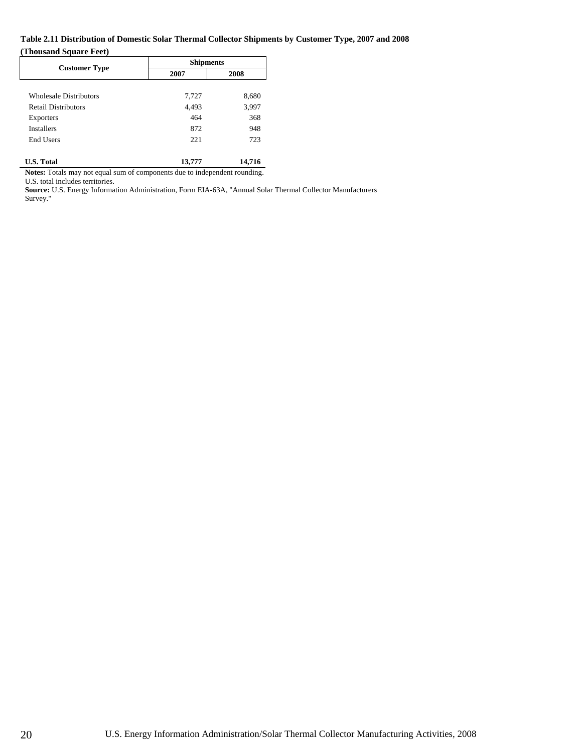**Table 2.11 Distribution of Domestic Solar Thermal Collector Shipments by Customer Type, 2007 and 2008**

**(Thousand Square Feet)**

| Customer Type | Shipments | |
|---|---|---|
| | 2007 | 2008 |
| Wholesale Distributors | 7,727 | 8,680 |
| Retail Distributors | 4,493 | 3,997 |
| Exporters | 464 | 368 |
| Installers | 872 | 948 |
| End Users | 221 | 723 |
| **U.S. Total** | **13,777** | **14,716** |

**Notes:** Totals may not equal sum of components due to independent rounding.

U.S. total includes territories.

**Source:** U.S. Energy Information Administration, Form EIA-63A, "Annual Solar Thermal Collector Manufacturers Survey."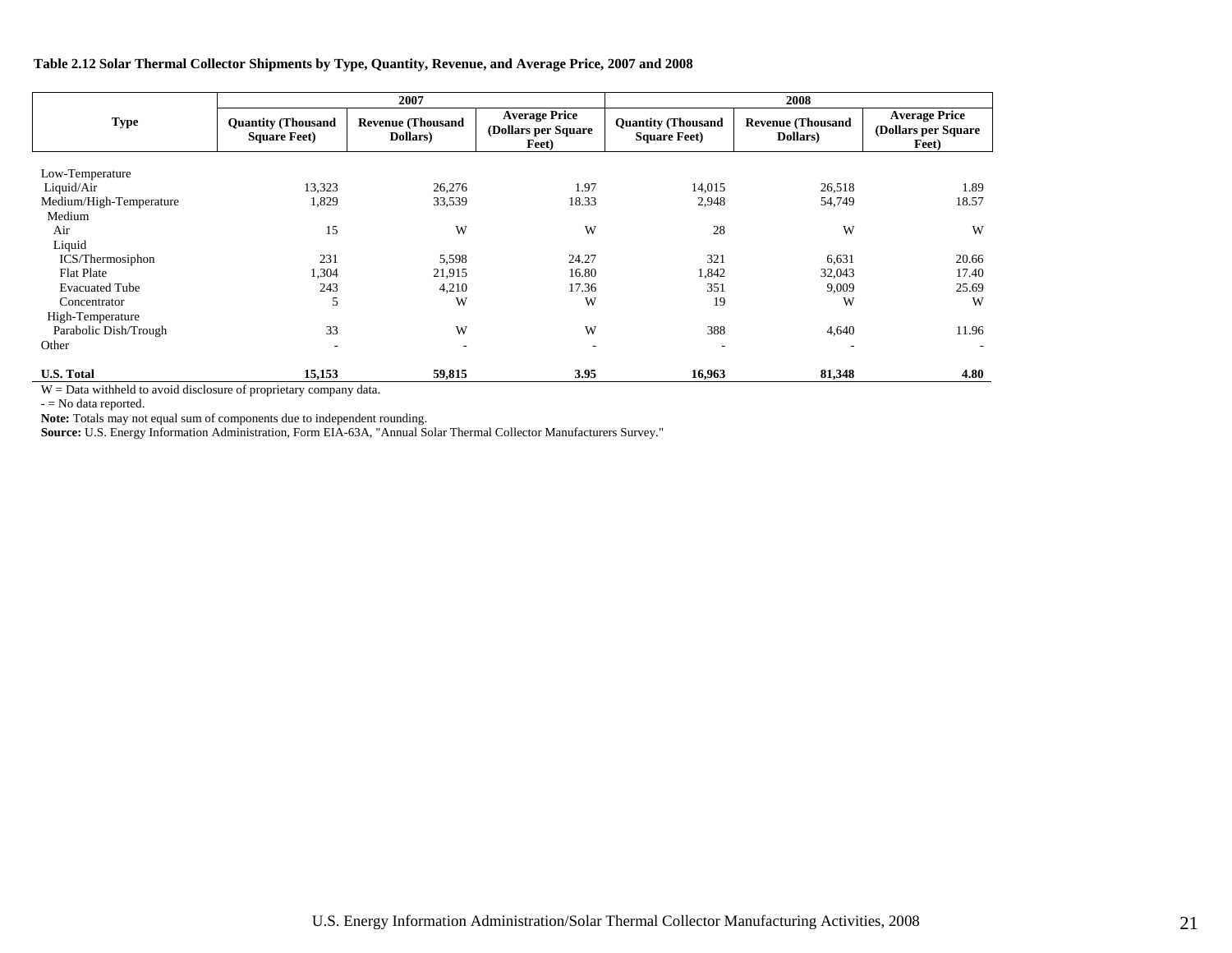**Table 2.12 Solar Thermal Collector Shipments by Type, Quantity, Revenue, and Average Price, 2007 and 2008**

| Type | 2007 | | | 2008 | | |
|---|---|---|---|---|---|---|
| | Quantity (Thousand Square Feet) | Revenue (Thousand Dollars) | Average Price (Dollars per Square Feet) | Quantity (Thousand Square Feet) | Revenue (Thousand Dollars) | Average Price (Dollars per Square Feet) |
| Low-Temperature | | | | | | |
| Liquid/Air | 13,323 | 26,276 | 1.97 | 14,015 | 26,518 | 1.89 |
| Medium/High-Temperature | 1,829 | 33,539 | 18.33 | 2,948 | 54,749 | 18.57 |
| Medium | | | | | | |
| Air | 15 | W | W | 28 | W | W |
| Liquid | | | | | | |
| ICS/Thermosiphon | 231 | 5,598 | 24.27 | 321 | 6,631 | 20.66 |
| Flat Plate | 1,304 | 21,915 | 16.80 | 1,842 | 32,043 | 17.40 |
| Evacuated Tube | 243 | 4,210 | 17.36 | 351 | 9,009 | 25.69 |
| Concentrator | 5 | W | W | 19 | W | W |
| High-Temperature | | | | | | |
| Parabolic Dish/Trough | 33 | W | W | 388 | 4,640 | 11.96 |
| Other | - | - | - | - | - | - |
| **U.S. Total** | **15,153** | **59,815** | **3.95** | **16,963** | **81,348** | **4.80** |

W = Data withheld to avoid disclosure of proprietary company data.

- = No data reported.

**Note:** Totals may not equal sum of components due to independent rounding.

**Source:** U.S. Energy Information Administration, Form EIA-63A, "Annual Solar Thermal Collector Manufacturers Survey."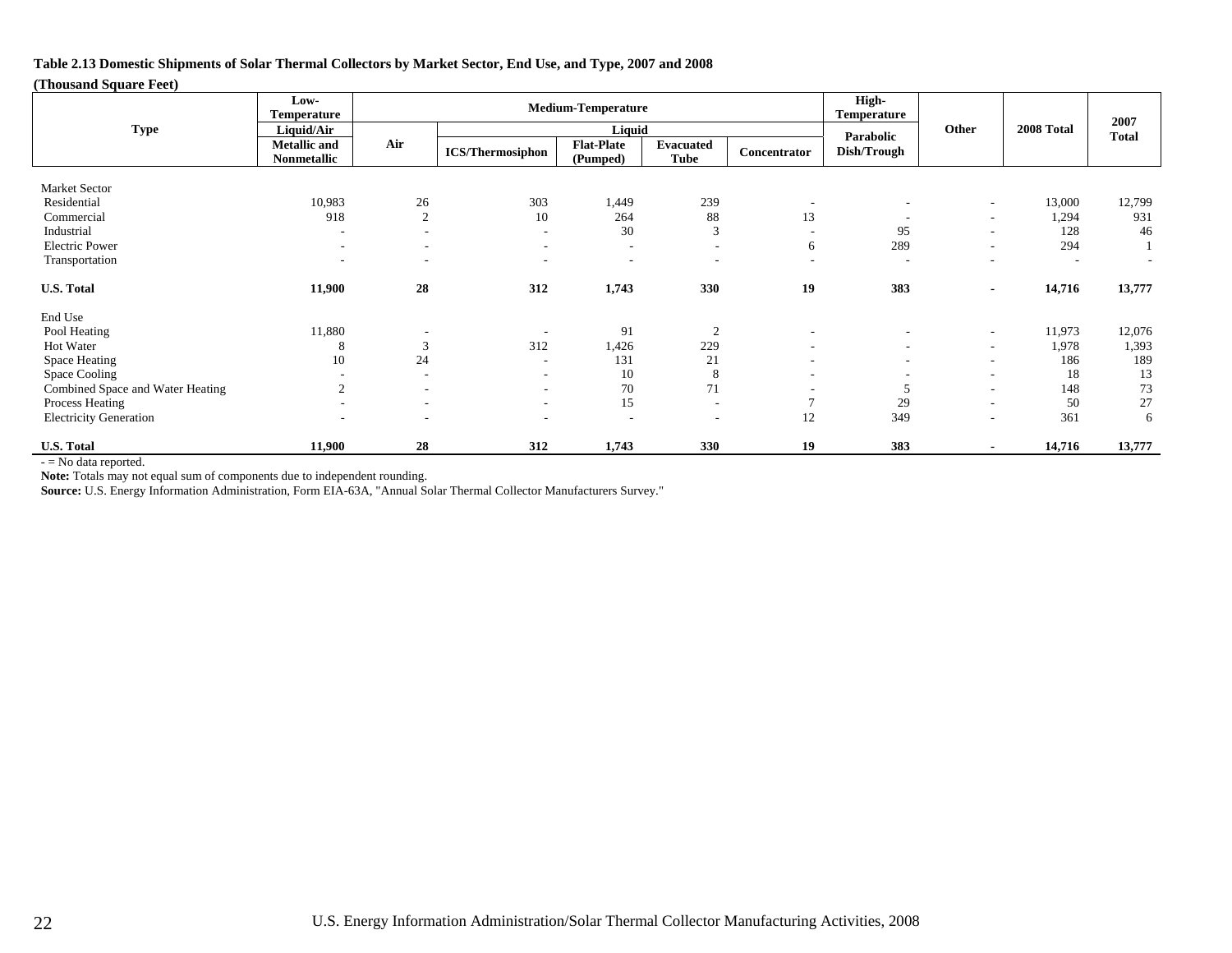**Table 2.13 Domestic Shipments of Solar Thermal Collectors by Market Sector, End Use, and Type, 2007 and 2008**

**(Thousand Square Feet)**

| Type | Low-Temperature | Medium-Temperature | | | | | High-Temperature | Other | 2008 Total | 2007 Total |
|---|---|---|---|---|---|---|---|---|---|---|
| | Liquid/Air | Air | Liquid | | | | Parabolic Dish/Trough | | | |
| | Metallic and Nonmetallic | | ICS/Thermosiphon | Flat-Plate (Pumped) | Evacuated Tube | Concentrator | | | | |
| Market Sector | | | | | | | | | | |
| Residential | 10,983 | 26 | 303 | 1,449 | 239 | - | - | - | 13,000 | 12,799 |
| Commercial | 918 | 2 | 10 | 264 | 88 | 13 | - | - | 1,294 | 931 |
| Industrial | - | - | - | 30 | 3 | - | 95 | - | 128 | 46 |
| Electric Power | - | - | - | - | - | 6 | 289 | - | 294 | 1 |
| Transportation | - | - | - | - | - | - | - | - | - | - |
| **U.S. Total** | **11,900** | **28** | **312** | **1,743** | **330** | **19** | **383** | **-** | **14,716** | **13,777** |
| End Use | | | | | | | | | | |
| Pool Heating | 11,880 | - | - | 91 | 2 | - | - | - | 11,973 | 12,076 |
| Hot Water | 8 | 3 | 312 | 1,426 | 229 | - | - | - | 1,978 | 1,393 |
| Space Heating | 10 | 24 | - | 131 | 21 | - | - | - | 186 | 189 |
| Space Cooling | - | - | - | 10 | 8 | - | - | - | 18 | 13 |
| Combined Space and Water Heating | 2 | - | - | 70 | 71 | - | 5 | - | 148 | 73 |
| Process Heating | - | - | - | 15 | - | 7 | 29 | - | 50 | 27 |
| Electricity Generation | - | - | - | - | - | 12 | 349 | - | 361 | 6 |
| **U.S. Total** | **11,900** | **28** | **312** | **1,743** | **330** | **19** | **383** | **-** | **14,716** | **13,777** |

- = No data reported.

**Note:** Totals may not equal sum of components due to independent rounding.

**Source:** U.S. Energy Information Administration, Form EIA-63A, "Annual Solar Thermal Collector Manufacturers Survey."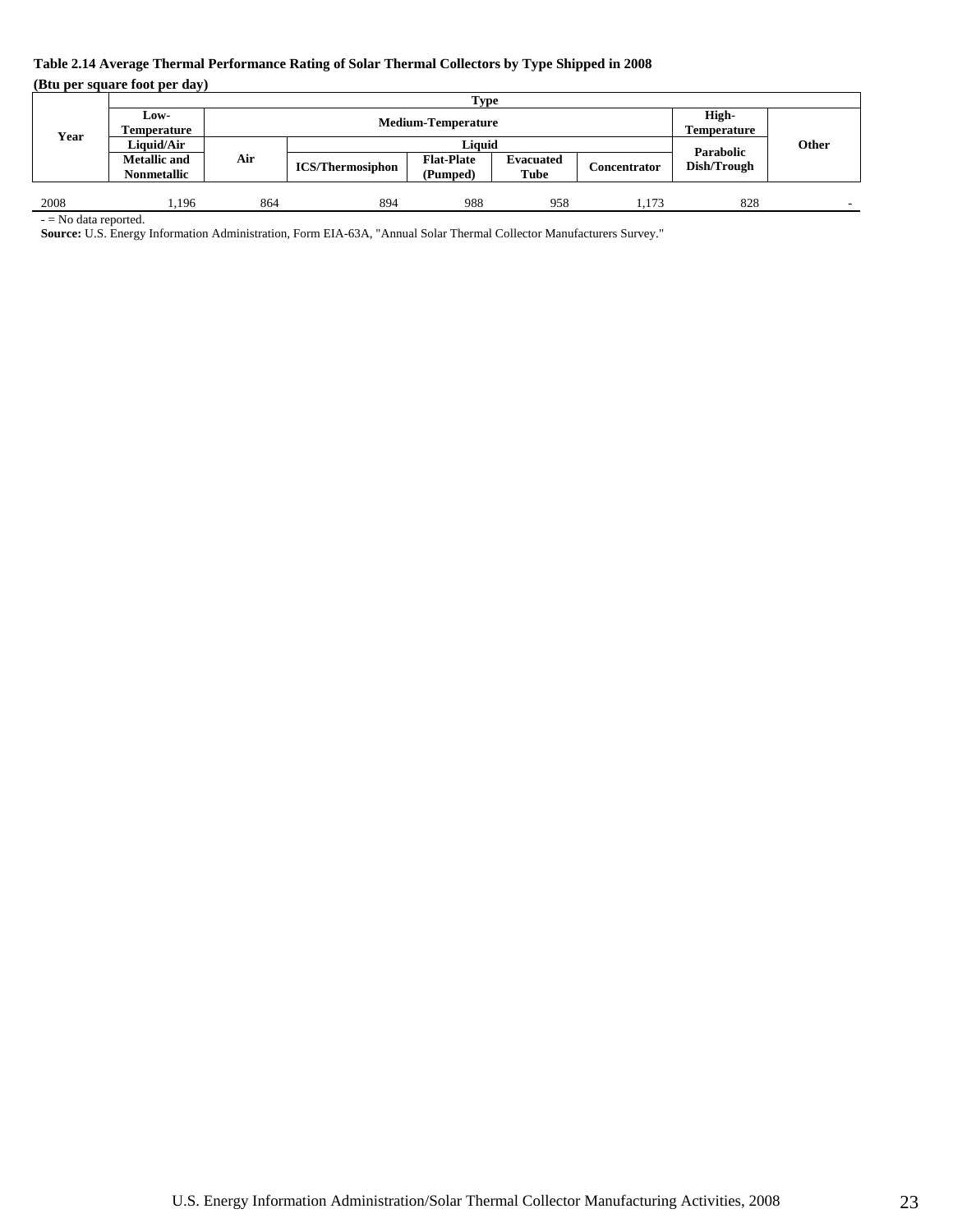**Table 2.14 Average Thermal Performance Rating of Solar Thermal Collectors by Type Shipped in 2008**

**(Btu per square foot per day)**

| Year | Type | | | | | | | |
|---|---|---|---|---|---|---|---|---|
| | Low-Temperature | Medium-Temperature | | | | | High-Temperature | Other |
| | Liquid/Air | Air | Liquid | | | | Parabolic Dish/Trough | |
| | Metallic and Nonmetallic | | ICS/Thermosiphon | Flat-Plate (Pumped) | Evacuated Tube | Concentrator | | |
| 2008 | 1,196 | 864 | 894 | 988 | 958 | 1,173 | 828 | - |

- = No data reported.

**Source:** U.S. Energy Information Administration, Form EIA-63A, "Annual Solar Thermal Collector Manufacturers Survey."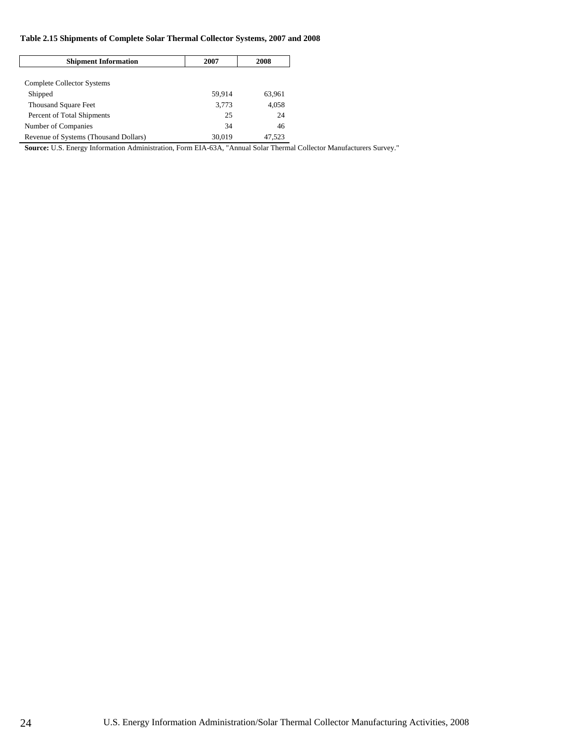**Table 2.15 Shipments of Complete Solar Thermal Collector Systems, 2007 and 2008**

| Shipment Information | 2007 | 2008 |
|---|---|---|
| Complete Collector Systems | | |
| Shipped | 59,914 | 63,961 |
| Thousand Square Feet | 3,773 | 4,058 |
| Percent of Total Shipments | 25 | 24 |
| Number of Companies | 34 | 46 |
| Revenue of Systems (Thousand Dollars) | 30,019 | 47,523 |

**Source:** U.S. Energy Information Administration, Form EIA-63A, "Annual Solar Thermal Collector Manufacturers Survey."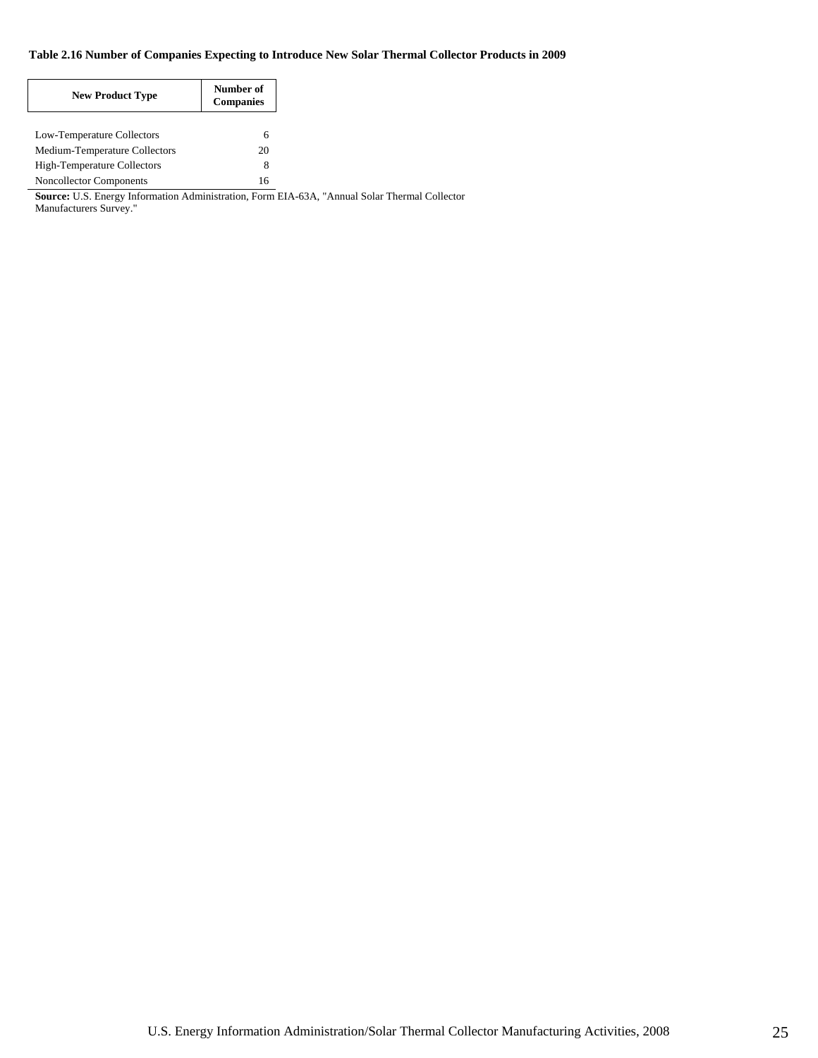**Table 2.16 Number of Companies Expecting to Introduce New Solar Thermal Collector Products in 2009**

| New Product Type | Number of Companies |
|---|---|
| Low-Temperature Collectors | 6 |
| Medium-Temperature Collectors | 20 |
| High-Temperature Collectors | 8 |
| Noncollector Components | 16 |

**Source:** U.S. Energy Information Administration, Form EIA-63A, "Annual Solar Thermal Collector Manufacturers Survey."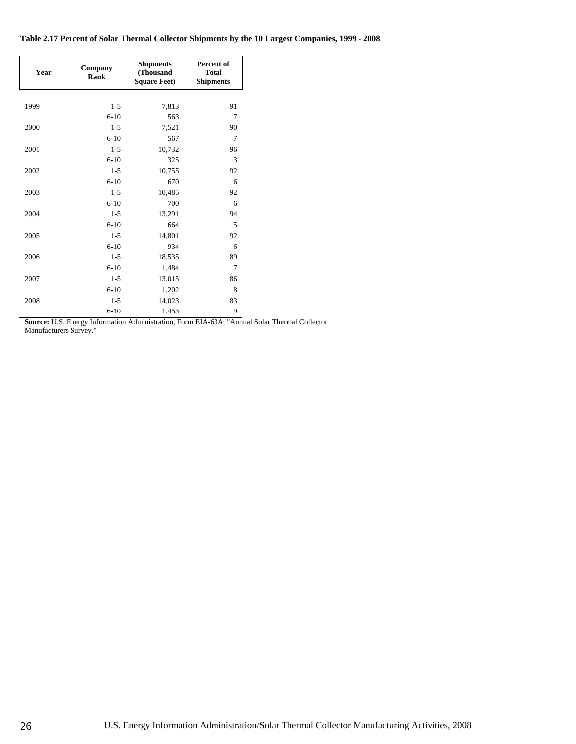**Table 2.17 Percent of Solar Thermal Collector Shipments by the 10 Largest Companies, 1999 - 2008**

| Year | Company Rank | Shipments (Thousand Square Feet) | Percent of Total Shipments |
|---|---|---|---|
| 1999 | 1-5 | 7,813 | 91 |
| | 6-10 | 563 | 7 |
| 2000 | 1-5 | 7,521 | 90 |
| | 6-10 | 567 | 7 |
| 2001 | 1-5 | 10,732 | 96 |
| | 6-10 | 325 | 3 |
| 2002 | 1-5 | 10,755 | 92 |
| | 6-10 | 670 | 6 |
| 2003 | 1-5 | 10,485 | 92 |
| | 6-10 | 700 | 6 |
| 2004 | 1-5 | 13,291 | 94 |
| | 6-10 | 664 | 5 |
| 2005 | 1-5 | 14,801 | 92 |
| | 6-10 | 934 | 6 |
| 2006 | 1-5 | 18,535 | 89 |
| | 6-10 | 1,484 | 7 |
| 2007 | 1-5 | 13,015 | 86 |
| | 6-10 | 1,202 | 8 |
| 2008 | 1-5 | 14,023 | 83 |
| | 6-10 | 1,453 | 9 |

**Source:** U.S. Energy Information Administration, Form EIA-63A, "Annual Solar Thermal Collector Manufacturers Survey."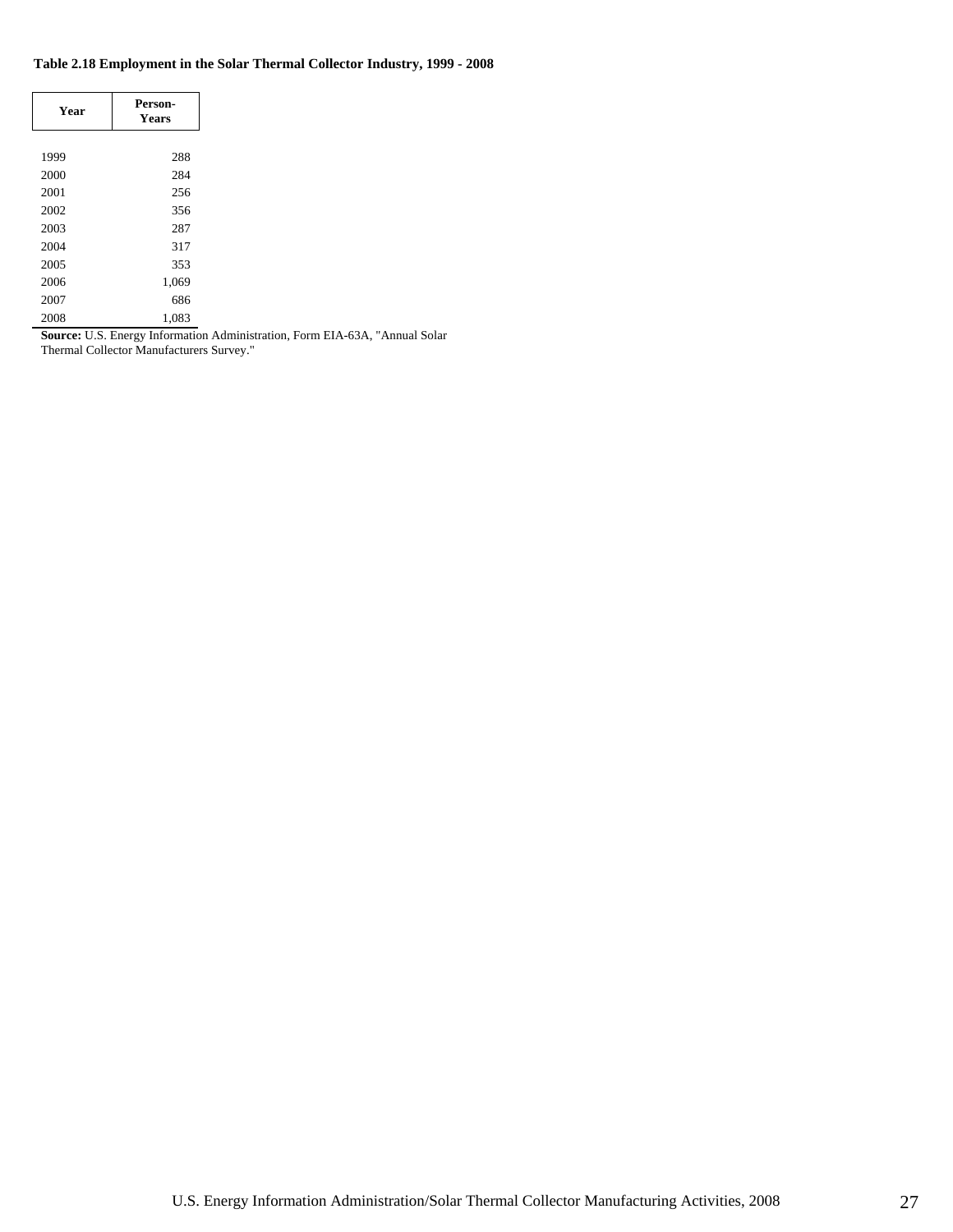**Table 2.18 Employment in the Solar Thermal Collector Industry, 1999 - 2008**

| Year | Person-Years |
|---|---|
| 1999 | 288 |
| 2000 | 284 |
| 2001 | 256 |
| 2002 | 356 |
| 2003 | 287 |
| 2004 | 317 |
| 2005 | 353 |
| 2006 | 1,069 |
| 2007 | 686 |
| 2008 | 1,083 |

**Source:** U.S. Energy Information Administration, Form EIA-63A, "Annual Solar Thermal Collector Manufacturers Survey."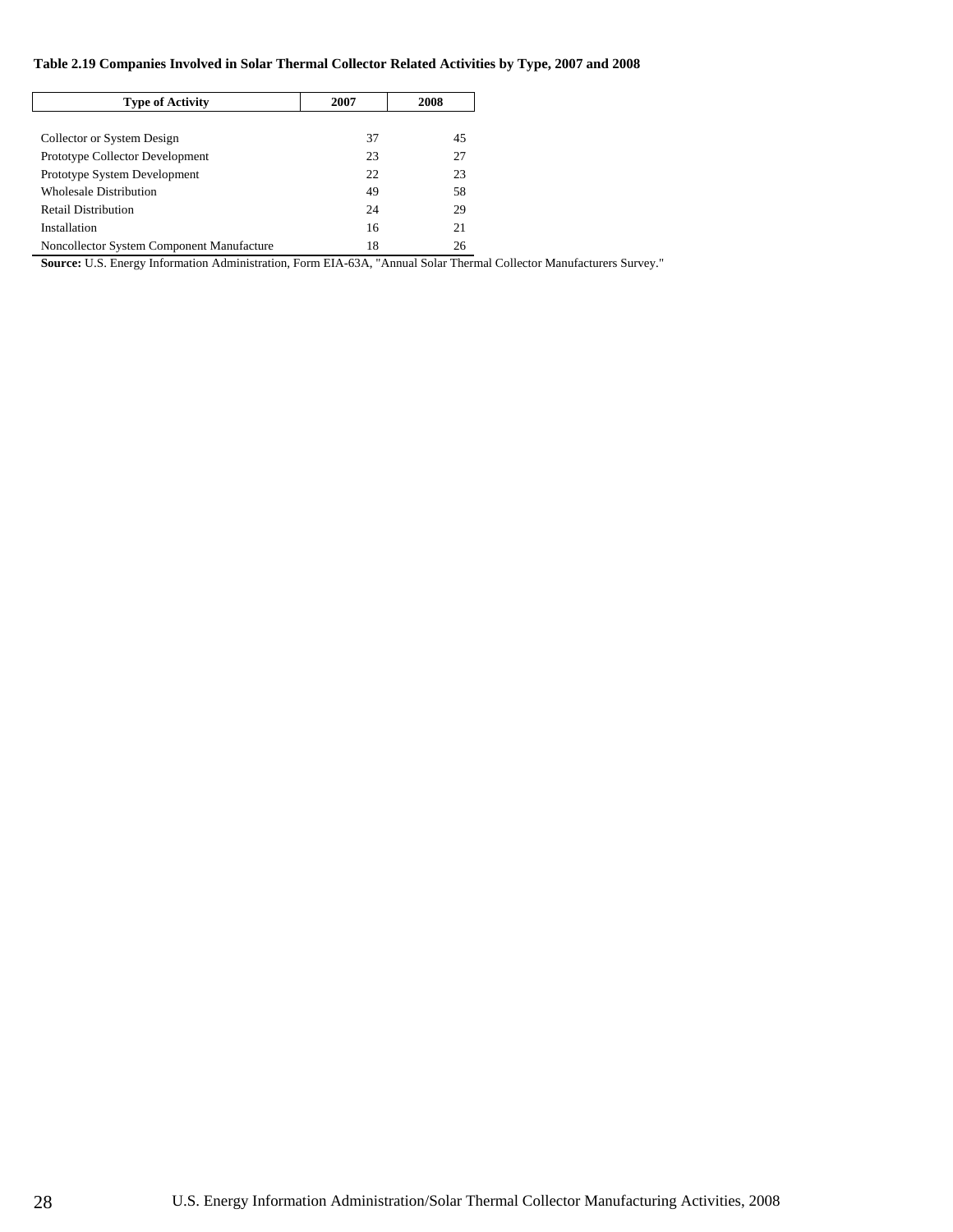**Table 2.19 Companies Involved in Solar Thermal Collector Related Activities by Type, 2007 and 2008**

| Type of Activity | 2007 | 2008 |
|---|---|---|
| Collector or System Design | 37 | 45 |
| Prototype Collector Development | 23 | 27 |
| Prototype System Development | 22 | 23 |
| Wholesale Distribution | 49 | 58 |
| Retail Distribution | 24 | 29 |
| Installation | 16 | 21 |
| Noncollector System Component Manufacture | 18 | 26 |

**Source:** U.S. Energy Information Administration, Form EIA-63A, "Annual Solar Thermal Collector Manufacturers Survey."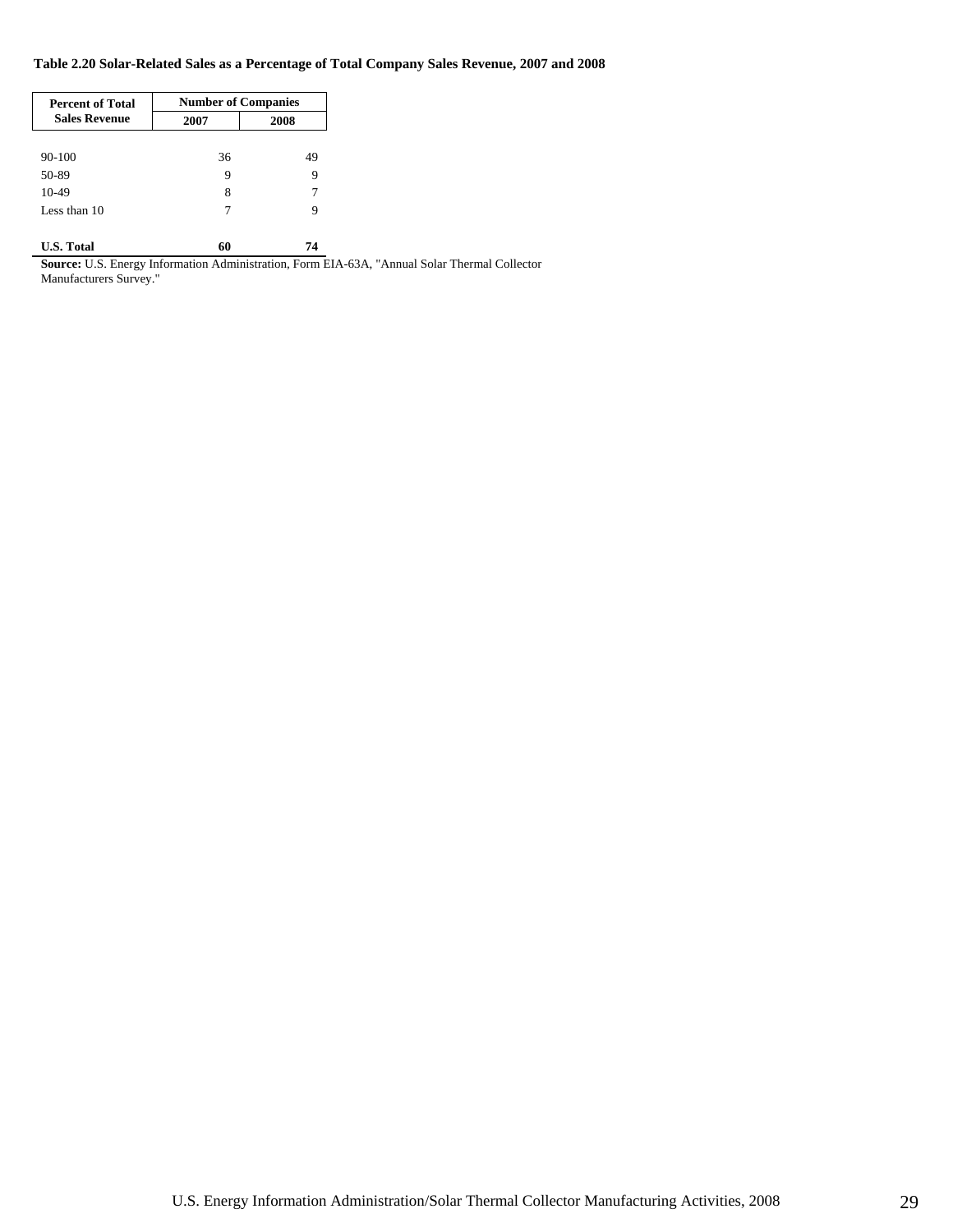**Table 2.20 Solar-Related Sales as a Percentage of Total Company Sales Revenue, 2007 and 2008**

| Percent of Total Sales Revenue | Number of Companies | |
|---|---|---|
| | 2007 | 2008 |
| 90-100 | 36 | 49 |
| 50-89 | 9 | 9 |
| 10-49 | 8 | 7 |
| Less than 10 | 7 | 9 |
| **U.S. Total** | **60** | **74** |

**Source:** U.S. Energy Information Administration, Form EIA-63A, "Annual Solar Thermal Collector Manufacturers Survey."